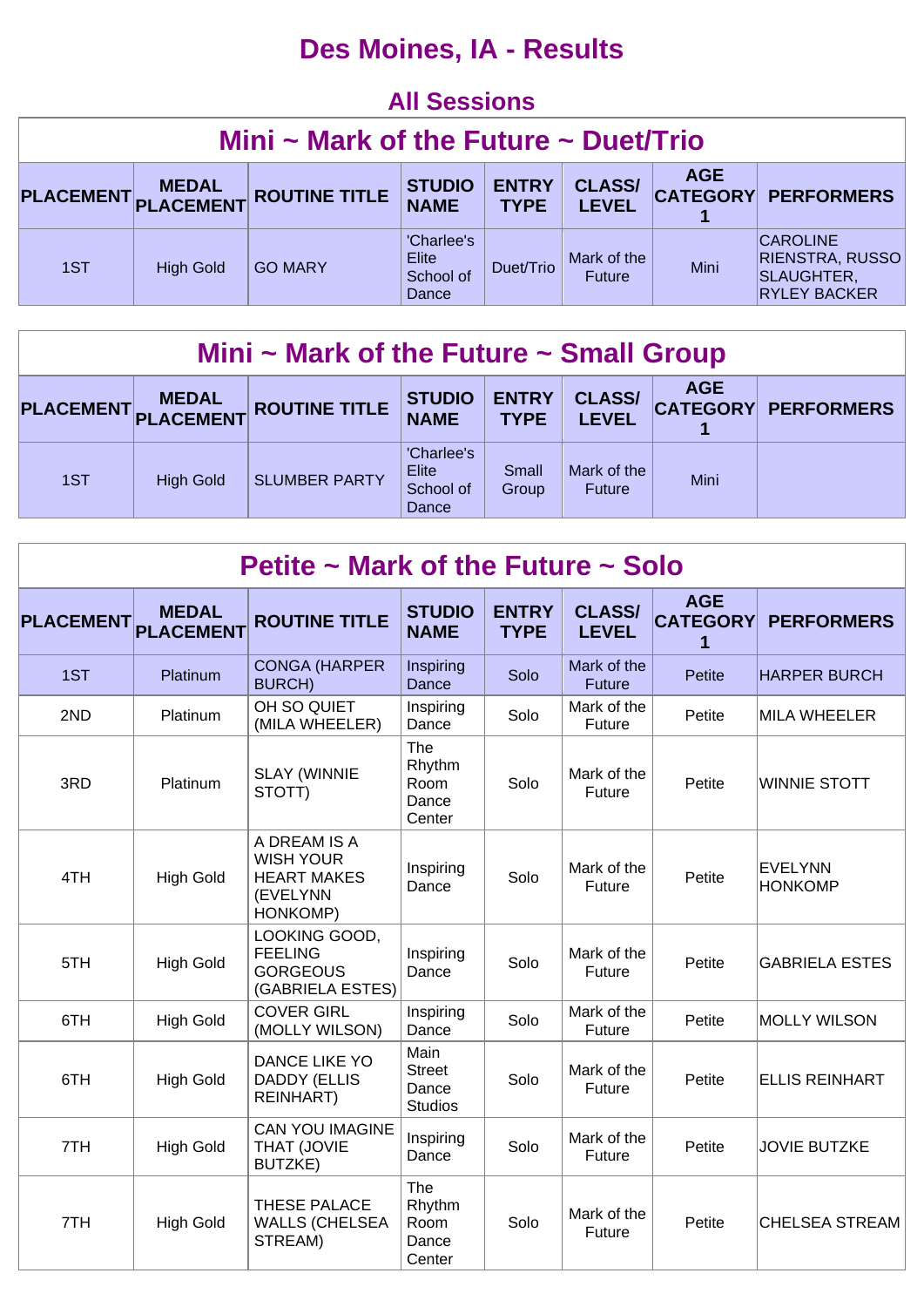# Des Moines, IA - Results

## All Sessions

### Mini ~ Mark of the Future ~ Duet/Trio

| PLACEMENT | MEDAL PLACEMENT | ROUTINE TITLE | STUDIO NAME | ENTRY TYPE | CLASS/ LEVEL | AGE CATEGORY 1 | PERFORMERS |
|---|---|---|---|---|---|---|---|
| 1ST | High Gold | GO MARY | 'Charlee's Elite School of Dance | Duet/Trio | Mark of the Future | Mini | CAROLINE RIENSTRA, RUSSO SLAUGHTER, RYLEY BACKER |

### Mini ~ Mark of the Future ~ Small Group

| PLACEMENT | MEDAL PLACEMENT | ROUTINE TITLE | STUDIO NAME | ENTRY TYPE | CLASS/ LEVEL | AGE CATEGORY 1 | PERFORMERS |
|---|---|---|---|---|---|---|---|
| 1ST | High Gold | SLUMBER PARTY | 'Charlee's Elite School of Dance | Small Group | Mark of the Future | Mini | |

### Petite ~ Mark of the Future ~ Solo

| PLACEMENT | MEDAL PLACEMENT | ROUTINE TITLE | STUDIO NAME | ENTRY TYPE | CLASS/ LEVEL | AGE CATEGORY 1 | PERFORMERS |
|---|---|---|---|---|---|---|---|
| 1ST | Platinum | CONGA (HARPER BURCH) | Inspiring Dance | Solo | Mark of the Future | Petite | HARPER BURCH |
| 2ND | Platinum | OH SO QUIET (MILA WHEELER) | Inspiring Dance | Solo | Mark of the Future | Petite | MILA WHEELER |
| 3RD | Platinum | SLAY (WINNIE STOTT) | The Rhythm Room Dance Center | Solo | Mark of the Future | Petite | WINNIE STOTT |
| 4TH | High Gold | A DREAM IS A WISH YOUR HEART MAKES (EVELYNN HONKOMP) | Inspiring Dance | Solo | Mark of the Future | Petite | EVELYNN HONKOMP |
| 5TH | High Gold | LOOKING GOOD, FEELING GORGEOUS (GABRIELA ESTES) | Inspiring Dance | Solo | Mark of the Future | Petite | GABRIELA ESTES |
| 6TH | High Gold | COVER GIRL (MOLLY WILSON) | Inspiring Dance | Solo | Mark of the Future | Petite | MOLLY WILSON |
| 6TH | High Gold | DANCE LIKE YO DADDY (ELLIS REINHART) | Main Street Dance Studios | Solo | Mark of the Future | Petite | ELLIS REINHART |
| 7TH | High Gold | CAN YOU IMAGINE THAT (JOVIE BUTZKE) | Inspiring Dance | Solo | Mark of the Future | Petite | JOVIE BUTZKE |
| 7TH | High Gold | THESE PALACE WALLS (CHELSEA STREAM) | The Rhythm Room Dance Center | Solo | Mark of the Future | Petite | CHELSEA STREAM |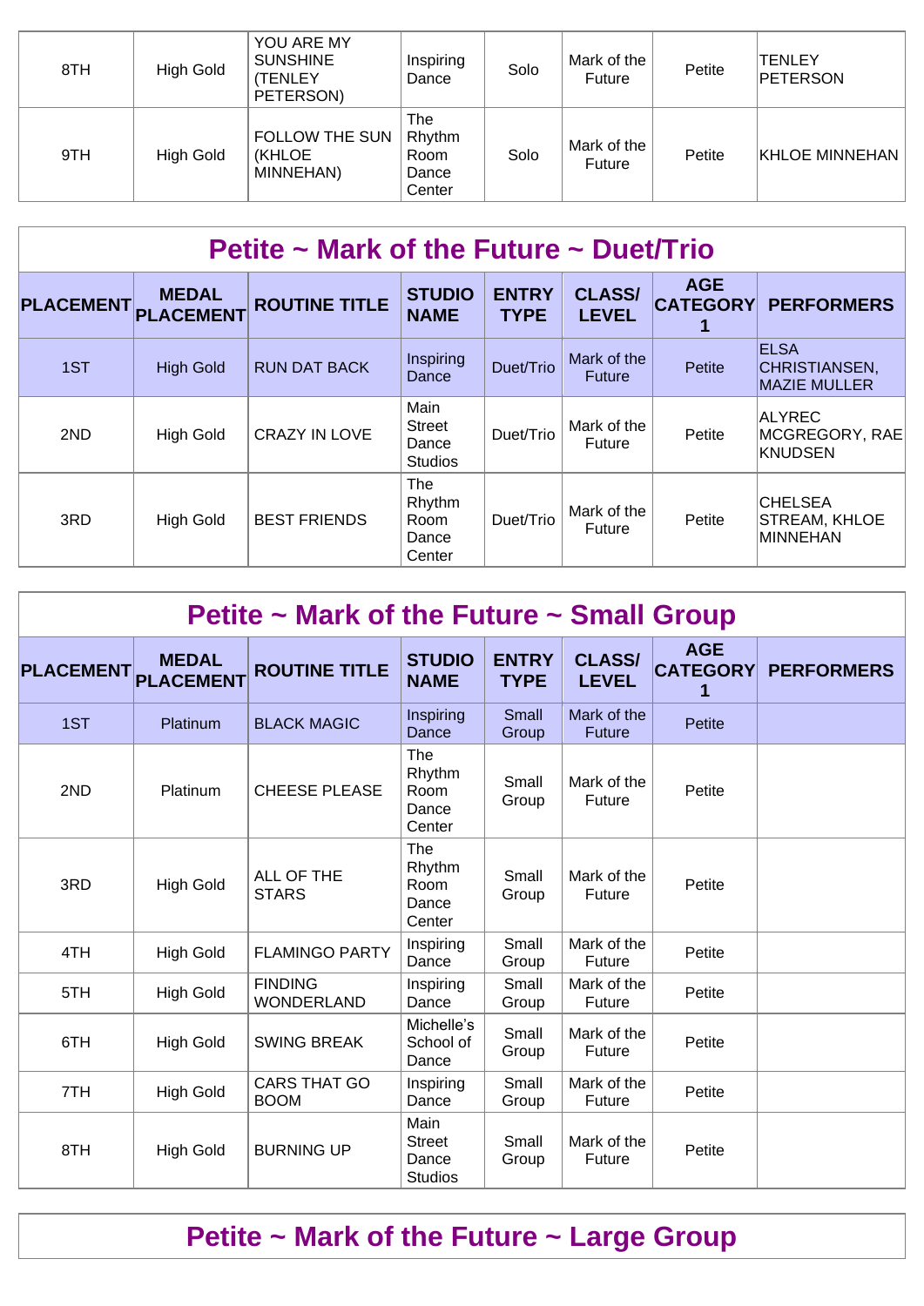| | | | | | | | |
|---|---|---|---|---|---|---|---|
| 8TH | High Gold | YOU ARE MY SUNSHINE (TENLEY PETERSON) | Inspiring Dance | Solo | Mark of the Future | Petite | TENLEY PETERSON |
| 9TH | High Gold | FOLLOW THE SUN (KHLOE MINNEHAN) | The Rhythm Room Dance Center | Solo | Mark of the Future | Petite | KHLOE MINNEHAN |

## Petite ~ Mark of the Future ~ Duet/Trio

| PLACEMENT | MEDAL PLACEMENT | ROUTINE TITLE | STUDIO NAME | ENTRY TYPE | CLASS/ LEVEL | AGE CATEGORY 1 | PERFORMERS |
|---|---|---|---|---|---|---|---|
| 1ST | High Gold | RUN DAT BACK | Inspiring Dance | Duet/Trio | Mark of the Future | Petite | ELSA CHRISTIANSEN, MAZIE MULLER |
| 2ND | High Gold | CRAZY IN LOVE | Main Street Dance Studios | Duet/Trio | Mark of the Future | Petite | ALYREC MCGREGORY, RAE KNUDSEN |
| 3RD | High Gold | BEST FRIENDS | The Rhythm Room Dance Center | Duet/Trio | Mark of the Future | Petite | CHELSEA STREAM, KHLOE MINNEHAN |

## Petite ~ Mark of the Future ~ Small Group

| PLACEMENT | MEDAL PLACEMENT | ROUTINE TITLE | STUDIO NAME | ENTRY TYPE | CLASS/ LEVEL | AGE CATEGORY 1 | PERFORMERS |
|---|---|---|---|---|---|---|---|
| 1ST | Platinum | BLACK MAGIC | Inspiring Dance | Small Group | Mark of the Future | Petite | |
| 2ND | Platinum | CHEESE PLEASE | The Rhythm Room Dance Center | Small Group | Mark of the Future | Petite | |
| 3RD | High Gold | ALL OF THE STARS | The Rhythm Room Dance Center | Small Group | Mark of the Future | Petite | |
| 4TH | High Gold | FLAMINGO PARTY | Inspiring Dance | Small Group | Mark of the Future | Petite | |
| 5TH | High Gold | FINDING WONDERLAND | Inspiring Dance | Small Group | Mark of the Future | Petite | |
| 6TH | High Gold | SWING BREAK | Michelle's School of Dance | Small Group | Mark of the Future | Petite | |
| 7TH | High Gold | CARS THAT GO BOOM | Inspiring Dance | Small Group | Mark of the Future | Petite | |
| 8TH | High Gold | BURNING UP | Main Street Dance Studios | Small Group | Mark of the Future | Petite | |

## Petite ~ Mark of the Future ~ Large Group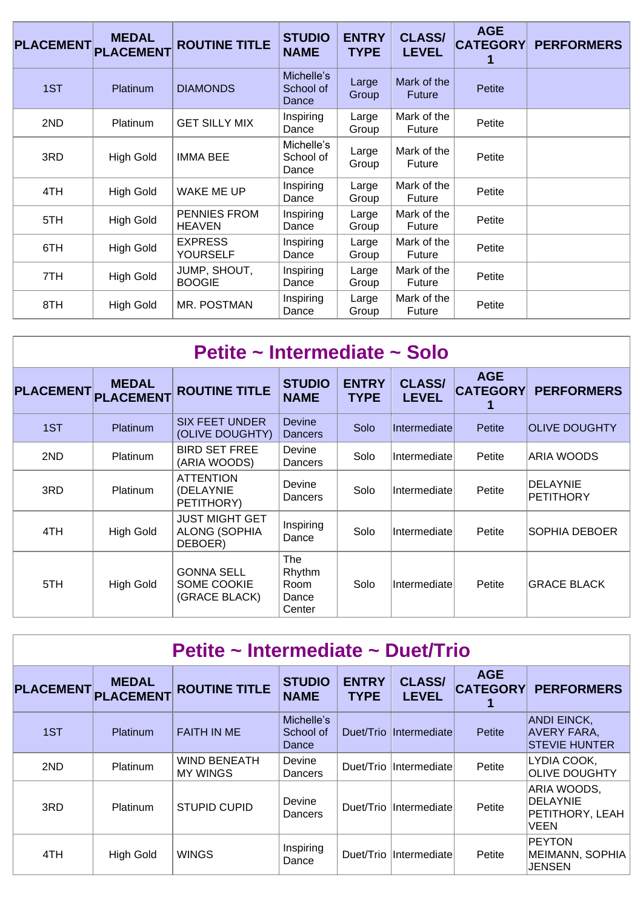| PLACEMENT | MEDAL PLACEMENT | ROUTINE TITLE | STUDIO NAME | ENTRY TYPE | CLASS/ LEVEL | AGE CATEGORY 1 | PERFORMERS |
|---|---|---|---|---|---|---|---|
| 1ST | Platinum | DIAMONDS | Michelle's School of Dance | Large Group | Mark of the Future | Petite | |
| 2ND | Platinum | GET SILLY MIX | Inspiring Dance | Large Group | Mark of the Future | Petite | |
| 3RD | High Gold | IMMA BEE | Michelle's School of Dance | Large Group | Mark of the Future | Petite | |
| 4TH | High Gold | WAKE ME UP | Inspiring Dance | Large Group | Mark of the Future | Petite | |
| 5TH | High Gold | PENNIES FROM HEAVEN | Inspiring Dance | Large Group | Mark of the Future | Petite | |
| 6TH | High Gold | EXPRESS YOURSELF | Inspiring Dance | Large Group | Mark of the Future | Petite | |
| 7TH | High Gold | JUMP, SHOUT, BOOGIE | Inspiring Dance | Large Group | Mark of the Future | Petite | |
| 8TH | High Gold | MR. POSTMAN | Inspiring Dance | Large Group | Mark of the Future | Petite | |

## Petite ~ Intermediate ~ Solo

| PLACEMENT | MEDAL PLACEMENT | ROUTINE TITLE | STUDIO NAME | ENTRY TYPE | CLASS/ LEVEL | AGE CATEGORY 1 | PERFORMERS |
|---|---|---|---|---|---|---|---|
| 1ST | Platinum | SIX FEET UNDER (OLIVE DOUGHTY) | Devine Dancers | Solo | Intermediate | Petite | OLIVE DOUGHTY |
| 2ND | Platinum | BIRD SET FREE (ARIA WOODS) | Devine Dancers | Solo | Intermediate | Petite | ARIA WOODS |
| 3RD | Platinum | ATTENTION (DELAYNIE PETITHORY) | Devine Dancers | Solo | Intermediate | Petite | DELAYNIE PETITHORY |
| 4TH | High Gold | JUST MIGHT GET ALONG (SOPHIA DEBOER) | Inspiring Dance | Solo | Intermediate | Petite | SOPHIA DEBOER |
| 5TH | High Gold | GONNA SELL SOME COOKIE (GRACE BLACK) | The Rhythm Room Dance Center | Solo | Intermediate | Petite | GRACE BLACK |

## Petite ~ Intermediate ~ Duet/Trio

| PLACEMENT | MEDAL PLACEMENT | ROUTINE TITLE | STUDIO NAME | ENTRY TYPE | CLASS/ LEVEL | AGE CATEGORY 1 | PERFORMERS |
|---|---|---|---|---|---|---|---|
| 1ST | Platinum | FAITH IN ME | Michelle's School of Dance | Duet/Trio | Intermediate | Petite | ANDI EINCK, AVERY FARA, STEVIE HUNTER |
| 2ND | Platinum | WIND BENEATH MY WINGS | Devine Dancers | Duet/Trio | Intermediate | Petite | LYDIA COOK, OLIVE DOUGHTY |
| 3RD | Platinum | STUPID CUPID | Devine Dancers | Duet/Trio | Intermediate | Petite | ARIA WOODS, DELAYNIE PETITHORY, LEAH VEEN |
| 4TH | High Gold | WINGS | Inspiring Dance | Duet/Trio | Intermediate | Petite | PEYTON MEIMANN, SOPHIA JENSEN |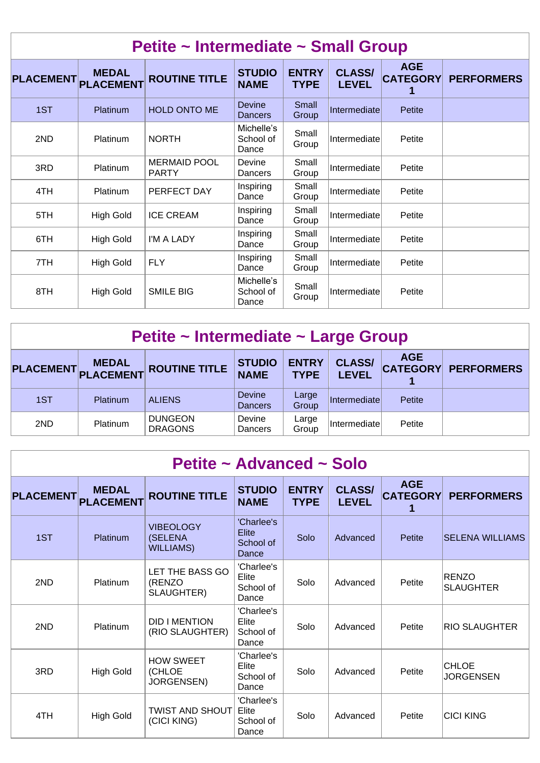| Petite ~ Intermediate ~ Small Group | | | | | | | |
|---|---|---|---|---|---|---|---|
| PLACEMENT | MEDAL PLACEMENT | ROUTINE TITLE | STUDIO NAME | ENTRY TYPE | CLASS/ LEVEL | AGE CATEGORY 1 | PERFORMERS |
| 1ST | Platinum | HOLD ONTO ME | Devine Dancers | Small Group | Intermediate | Petite | |
| 2ND | Platinum | NORTH | Michelle's School of Dance | Small Group | Intermediate | Petite | |
| 3RD | Platinum | MERMAID POOL PARTY | Devine Dancers | Small Group | Intermediate | Petite | |
| 4TH | Platinum | PERFECT DAY | Inspiring Dance | Small Group | Intermediate | Petite | |
| 5TH | High Gold | ICE CREAM | Inspiring Dance | Small Group | Intermediate | Petite | |
| 6TH | High Gold | I'M A LADY | Inspiring Dance | Small Group | Intermediate | Petite | |
| 7TH | High Gold | FLY | Inspiring Dance | Small Group | Intermediate | Petite | |
| 8TH | High Gold | SMILE BIG | Michelle's School of Dance | Small Group | Intermediate | Petite | |

| Petite ~ Intermediate ~ Large Group | | | | | | | |
|---|---|---|---|---|---|---|---|
| PLACEMENT | MEDAL PLACEMENT | ROUTINE TITLE | STUDIO NAME | ENTRY TYPE | CLASS/ LEVEL | AGE CATEGORY 1 | PERFORMERS |
| 1ST | Platinum | ALIENS | Devine Dancers | Large Group | Intermediate | Petite | |
| 2ND | Platinum | DUNGEON DRAGONS | Devine Dancers | Large Group | Intermediate | Petite | |

| Petite ~ Advanced ~ Solo | | | | | | | |
|---|---|---|---|---|---|---|---|
| PLACEMENT | MEDAL PLACEMENT | ROUTINE TITLE | STUDIO NAME | ENTRY TYPE | CLASS/ LEVEL | AGE CATEGORY 1 | PERFORMERS |
| 1ST | Platinum | VIBEOLOGY (SELENA WILLIAMS) | 'Charlee's Elite School of Dance | Solo | Advanced | Petite | SELENA WILLIAMS |
| 2ND | Platinum | LET THE BASS GO (RENZO SLAUGHTER) | 'Charlee's Elite School of Dance | Solo | Advanced | Petite | RENZO SLAUGHTER |
| 2ND | Platinum | DID I MENTION (RIO SLAUGHTER) | 'Charlee's Elite School of Dance | Solo | Advanced | Petite | RIO SLAUGHTER |
| 3RD | High Gold | HOW SWEET (CHLOE JORGENSEN) | 'Charlee's Elite School of Dance | Solo | Advanced | Petite | CHLOE JORGENSEN |
| 4TH | High Gold | TWIST AND SHOUT (CICI KING) | 'Charlee's Elite School of Dance | Solo | Advanced | Petite | CICI KING |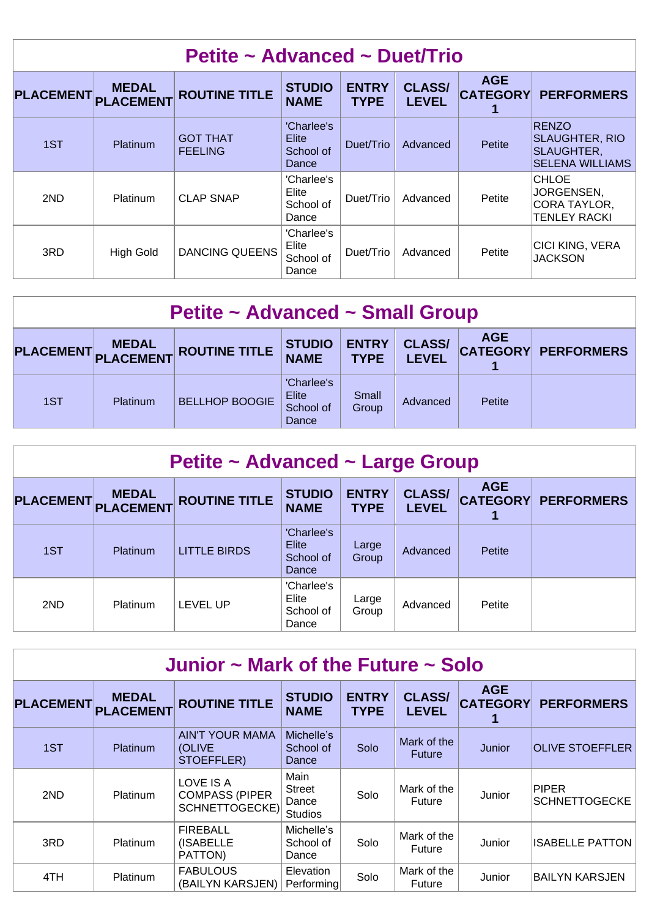## Petite ~ Advanced ~ Duet/Trio

| PLACEMENT | MEDAL PLACEMENT | ROUTINE TITLE | STUDIO NAME | ENTRY TYPE | CLASS/ LEVEL | AGE CATEGORY 1 | PERFORMERS |
|---|---|---|---|---|---|---|---|
| 1ST | Platinum | GOT THAT FEELING | 'Charlee's Elite School of Dance | Duet/Trio | Advanced | Petite | RENZO SLAUGHTER, RIO SLAUGHTER, SELENA WILLIAMS |
| 2ND | Platinum | CLAP SNAP | 'Charlee's Elite School of Dance | Duet/Trio | Advanced | Petite | CHLOE JORGENSEN, CORA TAYLOR, TENLEY RACKI |
| 3RD | High Gold | DANCING QUEENS | 'Charlee's Elite School of Dance | Duet/Trio | Advanced | Petite | CICI KING, VERA JACKSON |

## Petite ~ Advanced ~ Small Group

| PLACEMENT | MEDAL PLACEMENT | ROUTINE TITLE | STUDIO NAME | ENTRY TYPE | CLASS/ LEVEL | AGE CATEGORY 1 | PERFORMERS |
|---|---|---|---|---|---|---|---|
| 1ST | Platinum | BELLHOP BOOGIE | 'Charlee's Elite School of Dance | Small Group | Advanced | Petite | |

## Petite ~ Advanced ~ Large Group

| PLACEMENT | MEDAL PLACEMENT | ROUTINE TITLE | STUDIO NAME | ENTRY TYPE | CLASS/ LEVEL | AGE CATEGORY 1 | PERFORMERS |
|---|---|---|---|---|---|---|---|
| 1ST | Platinum | LITTLE BIRDS | 'Charlee's Elite School of Dance | Large Group | Advanced | Petite | |
| 2ND | Platinum | LEVEL UP | 'Charlee's Elite School of Dance | Large Group | Advanced | Petite | |

## Junior ~ Mark of the Future ~ Solo

| PLACEMENT | MEDAL PLACEMENT | ROUTINE TITLE | STUDIO NAME | ENTRY TYPE | CLASS/ LEVEL | AGE CATEGORY 1 | PERFORMERS |
|---|---|---|---|---|---|---|---|
| 1ST | Platinum | AIN'T YOUR MAMA (OLIVE STOEFFLER) | Michelle's School of Dance | Solo | Mark of the Future | Junior | OLIVE STOEFFLER |
| 2ND | Platinum | LOVE IS A COMPASS (PIPER SCHNETTOGECKE) | Main Street Dance Studios | Solo | Mark of the Future | Junior | PIPER SCHNETTOGECKE |
| 3RD | Platinum | FIREBALL (ISABELLE PATTON) | Michelle's School of Dance | Solo | Mark of the Future | Junior | ISABELLE PATTON |
| 4TH | Platinum | FABULOUS (BAILYN KARSJEN) | Elevation Performing | Solo | Mark of the Future | Junior | BAILYN KARSJEN |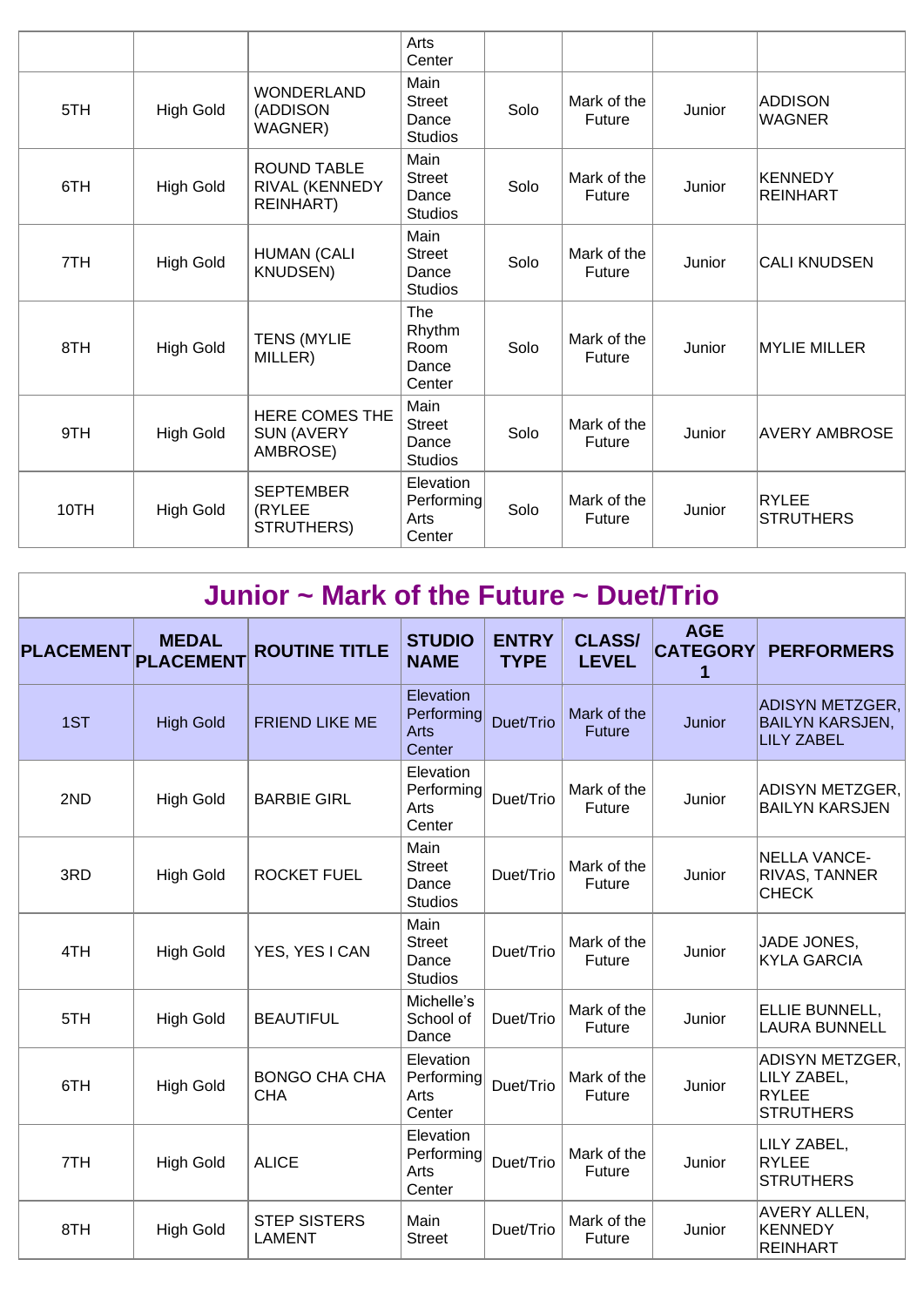| | | | Arts Center | | | | |
|---|---|---|---|---|---|---|---|
| 5TH | High Gold | WONDERLAND (ADDISON WAGNER) | Main Street Dance Studios | Solo | Mark of the Future | Junior | ADDISON WAGNER |
| 6TH | High Gold | ROUND TABLE RIVAL (KENNEDY REINHART) | Main Street Dance Studios | Solo | Mark of the Future | Junior | KENNEDY REINHART |
| 7TH | High Gold | HUMAN (CALI KNUDSEN) | Main Street Dance Studios | Solo | Mark of the Future | Junior | CALI KNUDSEN |
| 8TH | High Gold | TENS (MYLIE MILLER) | The Rhythm Room Dance Center | Solo | Mark of the Future | Junior | MYLIE MILLER |
| 9TH | High Gold | HERE COMES THE SUN (AVERY AMBROSE) | Main Street Dance Studios | Solo | Mark of the Future | Junior | AVERY AMBROSE |
| 10TH | High Gold | SEPTEMBER (RYLEE STRUTHERS) | Elevation Performing Arts Center | Solo | Mark of the Future | Junior | RYLEE STRUTHERS |

## Junior ~ Mark of the Future ~ Duet/Trio

| PLACEMENT | MEDAL PLACEMENT | ROUTINE TITLE | STUDIO NAME | ENTRY TYPE | CLASS/ LEVEL | AGE CATEGORY 1 | PERFORMERS |
|---|---|---|---|---|---|---|---|
| 1ST | High Gold | FRIEND LIKE ME | Elevation Performing Arts Center | Duet/Trio | Mark of the Future | Junior | ADISYN METZGER, BAILYN KARSJEN, LILY ZABEL |
| 2ND | High Gold | BARBIE GIRL | Elevation Performing Arts Center | Duet/Trio | Mark of the Future | Junior | ADISYN METZGER, BAILYN KARSJEN |
| 3RD | High Gold | ROCKET FUEL | Main Street Dance Studios | Duet/Trio | Mark of the Future | Junior | NELLA VANCE-RIVAS, TANNER CHECK |
| 4TH | High Gold | YES, YES I CAN | Main Street Dance Studios | Duet/Trio | Mark of the Future | Junior | JADE JONES, KYLA GARCIA |
| 5TH | High Gold | BEAUTIFUL | Michelle's School of Dance | Duet/Trio | Mark of the Future | Junior | ELLIE BUNNELL, LAURA BUNNELL |
| 6TH | High Gold | BONGO CHA CHA CHA | Elevation Performing Arts Center | Duet/Trio | Mark of the Future | Junior | ADISYN METZGER, LILY ZABEL, RYLEE STRUTHERS |
| 7TH | High Gold | ALICE | Elevation Performing Arts Center | Duet/Trio | Mark of the Future | Junior | LILY ZABEL, RYLEE STRUTHERS |
| 8TH | High Gold | STEP SISTERS LAMENT | Main Street | Duet/Trio | Mark of the Future | Junior | AVERY ALLEN, KENNEDY REINHART |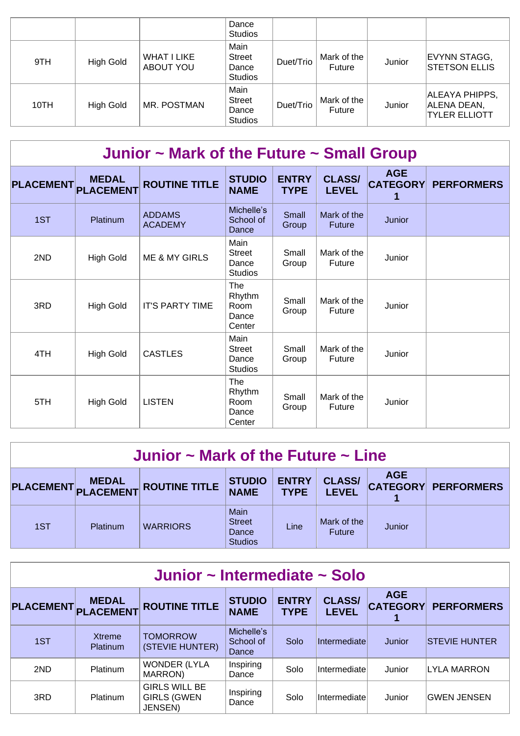| | | | Dance Studios | | | | |
|---|---|---|---|---|---|---|---|
| 9TH | High Gold | WHAT I LIKE ABOUT YOU | Main Street Dance Studios | Duet/Trio | Mark of the Future | Junior | EVYNN STAGG, STETSON ELLIS |
| 10TH | High Gold | MR. POSTMAN | Main Street Dance Studios | Duet/Trio | Mark of the Future | Junior | ALEAYA PHIPPS, ALENA DEAN, TYLER ELLIOTT |

## Junior ~ Mark of the Future ~ Small Group

| PLACEMENT | MEDAL PLACEMENT | ROUTINE TITLE | STUDIO NAME | ENTRY TYPE | CLASS/ LEVEL | AGE CATEGORY 1 | PERFORMERS |
|---|---|---|---|---|---|---|---|
| 1ST | Platinum | ADDAMS ACADEMY | Michelle's School of Dance | Small Group | Mark of the Future | Junior | |
| 2ND | High Gold | ME & MY GIRLS | Main Street Dance Studios | Small Group | Mark of the Future | Junior | |
| 3RD | High Gold | IT'S PARTY TIME | The Rhythm Room Dance Center | Small Group | Mark of the Future | Junior | |
| 4TH | High Gold | CASTLES | Main Street Dance Studios | Small Group | Mark of the Future | Junior | |
| 5TH | High Gold | LISTEN | The Rhythm Room Dance Center | Small Group | Mark of the Future | Junior | |

## Junior ~ Mark of the Future ~ Line

| PLACEMENT | MEDAL PLACEMENT | ROUTINE TITLE | STUDIO NAME | ENTRY TYPE | CLASS/ LEVEL | AGE CATEGORY 1 | PERFORMERS |
|---|---|---|---|---|---|---|---|
| 1ST | Platinum | WARRIORS | Main Street Dance Studios | Line | Mark of the Future | Junior | |

## Junior ~ Intermediate ~ Solo

| PLACEMENT | MEDAL PLACEMENT | ROUTINE TITLE | STUDIO NAME | ENTRY TYPE | CLASS/ LEVEL | AGE CATEGORY 1 | PERFORMERS |
|---|---|---|---|---|---|---|---|
| 1ST | Xtreme Platinum | TOMORROW (STEVIE HUNTER) | Michelle's School of Dance | Solo | Intermediate | Junior | STEVIE HUNTER |
| 2ND | Platinum | WONDER (LYLA MARRON) | Inspiring Dance | Solo | Intermediate | Junior | LYLA MARRON |
| 3RD | Platinum | GIRLS WILL BE GIRLS (GWEN JENSEN) | Inspiring Dance | Solo | Intermediate | Junior | GWEN JENSEN |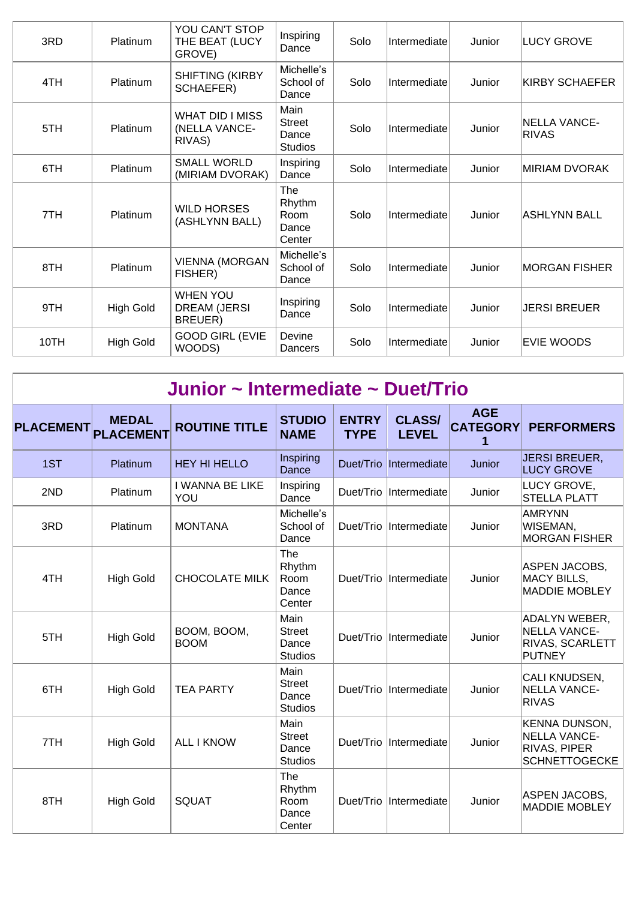| 3RD | Platinum | YOU CAN'T STOP THE BEAT (LUCY GROVE) | Inspiring Dance | Solo | Intermediate | Junior | LUCY GROVE |
|---|---|---|---|---|---|---|---|
| 4TH | Platinum | SHIFTING (KIRBY SCHAEFER) | Michelle's School of Dance | Solo | Intermediate | Junior | KIRBY SCHAEFER |
| 5TH | Platinum | WHAT DID I MISS (NELLA VANCE-RIVAS) | Main Street Dance Studios | Solo | Intermediate | Junior | NELLA VANCE-RIVAS |
| 6TH | Platinum | SMALL WORLD (MIRIAM DVORAK) | Inspiring Dance | Solo | Intermediate | Junior | MIRIAM DVORAK |
| 7TH | Platinum | WILD HORSES (ASHLYNN BALL) | The Rhythm Room Dance Center | Solo | Intermediate | Junior | ASHLYNN BALL |
| 8TH | Platinum | VIENNA (MORGAN FISHER) | Michelle's School of Dance | Solo | Intermediate | Junior | MORGAN FISHER |
| 9TH | High Gold | WHEN YOU DREAM (JERSI BREUER) | Inspiring Dance | Solo | Intermediate | Junior | JERSI BREUER |
| 10TH | High Gold | GOOD GIRL (EVIE WOODS) | Devine Dancers | Solo | Intermediate | Junior | EVIE WOODS |

## Junior ~ Intermediate ~ Duet/Trio

| PLACEMENT | MEDAL PLACEMENT | ROUTINE TITLE | STUDIO NAME | ENTRY TYPE | CLASS/ LEVEL | AGE CATEGORY 1 | PERFORMERS |
|---|---|---|---|---|---|---|---|
| 1ST | Platinum | HEY HI HELLO | Inspiring Dance | Duet/Trio | Intermediate | Junior | JERSI BREUER, LUCY GROVE |
| 2ND | Platinum | I WANNA BE LIKE YOU | Inspiring Dance | Duet/Trio | Intermediate | Junior | LUCY GROVE, STELLA PLATT |
| 3RD | Platinum | MONTANA | Michelle's School of Dance | Duet/Trio | Intermediate | Junior | AMRYNN WISEMAN, MORGAN FISHER |
| 4TH | High Gold | CHOCOLATE MILK | The Rhythm Room Dance Center | Duet/Trio | Intermediate | Junior | ASPEN JACOBS, MACY BILLS, MADDIE MOBLEY |
| 5TH | High Gold | BOOM, BOOM, BOOM | Main Street Dance Studios | Duet/Trio | Intermediate | Junior | ADALYN WEBER, NELLA VANCE-RIVAS, SCARLETT PUTNEY |
| 6TH | High Gold | TEA PARTY | Main Street Dance Studios | Duet/Trio | Intermediate | Junior | CALI KNUDSEN, NELLA VANCE-RIVAS |
| 7TH | High Gold | ALL I KNOW | Main Street Dance Studios | Duet/Trio | Intermediate | Junior | KENNA DUNSON, NELLA VANCE-RIVAS, PIPER SCHNETTOGECKE |
| 8TH | High Gold | SQUAT | The Rhythm Room Dance Center | Duet/Trio | Intermediate | Junior | ASPEN JACOBS, MADDIE MOBLEY |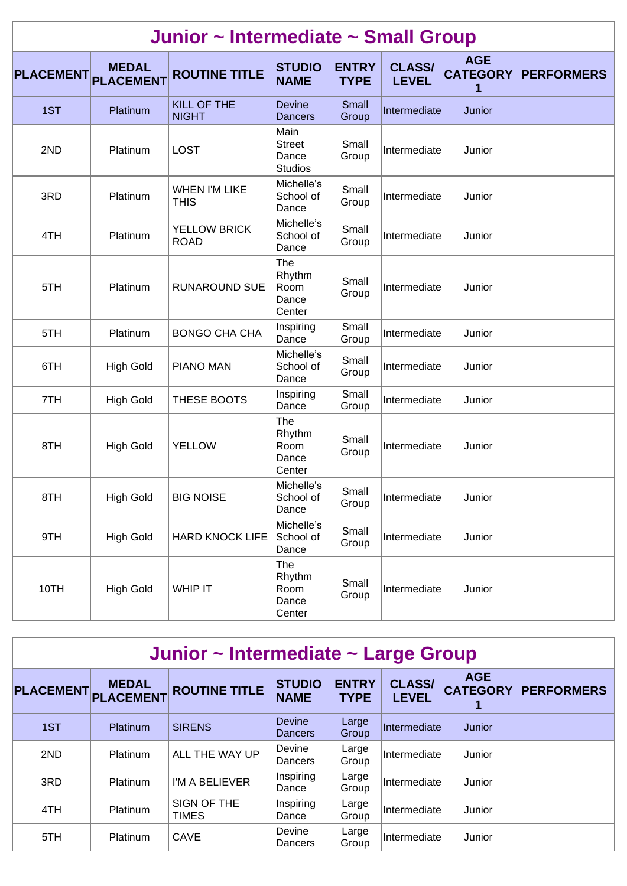## Junior ~ Intermediate ~ Small Group

| PLACEMENT | MEDAL PLACEMENT | ROUTINE TITLE | STUDIO NAME | ENTRY TYPE | CLASS/ LEVEL | AGE CATEGORY 1 | PERFORMERS |
|---|---|---|---|---|---|---|---|
| 1ST | Platinum | KILL OF THE NIGHT | Devine Dancers | Small Group | Intermediate | Junior | |
| 2ND | Platinum | LOST | Main Street Dance Studios | Small Group | Intermediate | Junior | |
| 3RD | Platinum | WHEN I'M LIKE THIS | Michelle's School of Dance | Small Group | Intermediate | Junior | |
| 4TH | Platinum | YELLOW BRICK ROAD | Michelle's School of Dance | Small Group | Intermediate | Junior | |
| 5TH | Platinum | RUNAROUND SUE | The Rhythm Room Dance Center | Small Group | Intermediate | Junior | |
| 5TH | Platinum | BONGO CHA CHA | Inspiring Dance | Small Group | Intermediate | Junior | |
| 6TH | High Gold | PIANO MAN | Michelle's School of Dance | Small Group | Intermediate | Junior | |
| 7TH | High Gold | THESE BOOTS | Inspiring Dance | Small Group | Intermediate | Junior | |
| 8TH | High Gold | YELLOW | The Rhythm Room Dance Center | Small Group | Intermediate | Junior | |
| 8TH | High Gold | BIG NOISE | Michelle's School of Dance | Small Group | Intermediate | Junior | |
| 9TH | High Gold | HARD KNOCK LIFE | Michelle's School of Dance | Small Group | Intermediate | Junior | |
| 10TH | High Gold | WHIP IT | The Rhythm Room Dance Center | Small Group | Intermediate | Junior | |

## Junior ~ Intermediate ~ Large Group

| PLACEMENT | MEDAL PLACEMENT | ROUTINE TITLE | STUDIO NAME | ENTRY TYPE | CLASS/ LEVEL | AGE CATEGORY 1 | PERFORMERS |
|---|---|---|---|---|---|---|---|
| 1ST | Platinum | SIRENS | Devine Dancers | Large Group | Intermediate | Junior | |
| 2ND | Platinum | ALL THE WAY UP | Devine Dancers | Large Group | Intermediate | Junior | |
| 3RD | Platinum | I'M A BELIEVER | Inspiring Dance | Large Group | Intermediate | Junior | |
| 4TH | Platinum | SIGN OF THE TIMES | Inspiring Dance | Large Group | Intermediate | Junior | |
| 5TH | Platinum | CAVE | Devine Dancers | Large Group | Intermediate | Junior | |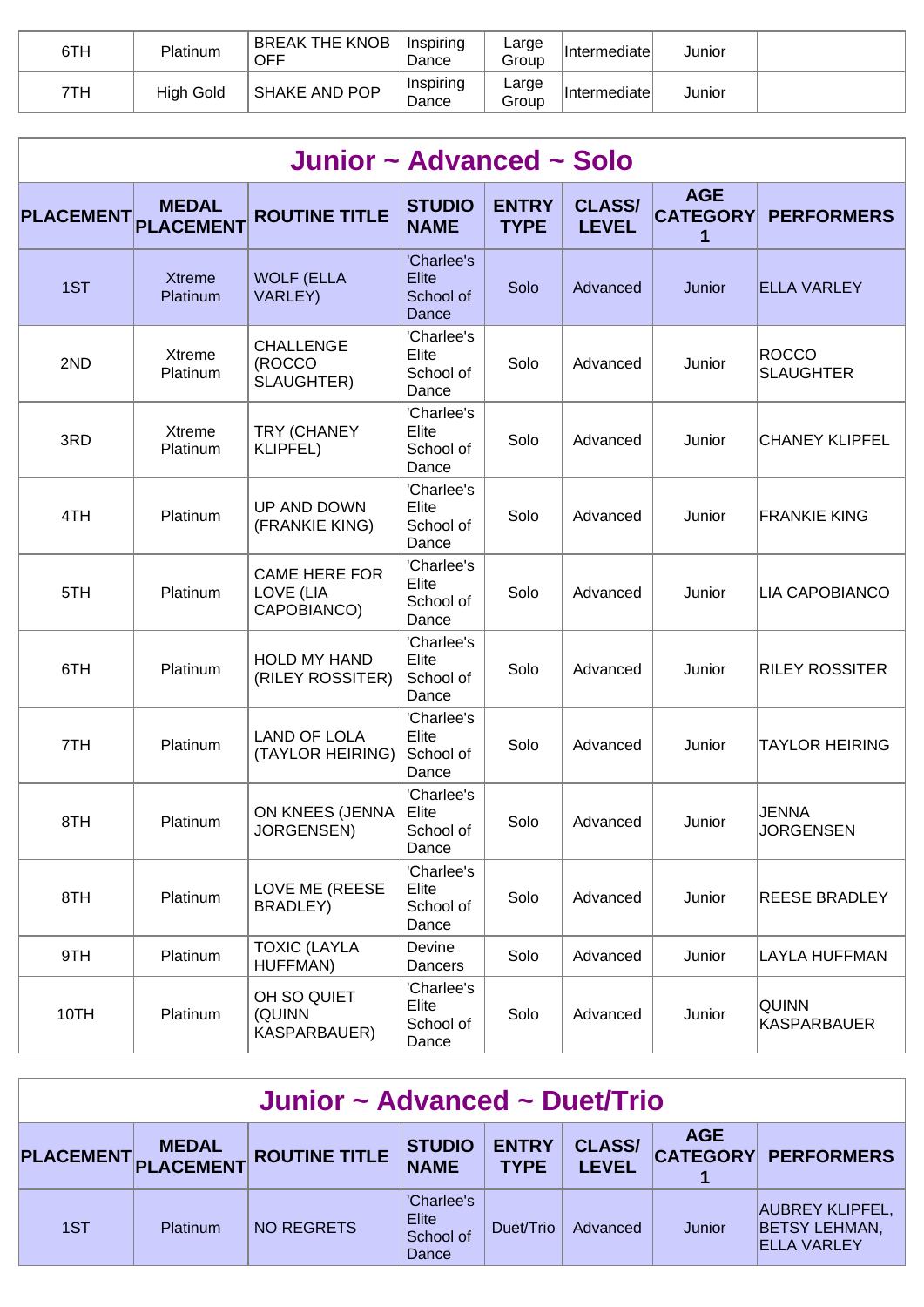| 6TH | Platinum | BREAK THE KNOB OFF | Inspiring Dance | Large Group | Intermediate | Junior | |
|---|---|---|---|---|---|---|---|
| 7TH | High Gold | SHAKE AND POP | Inspiring Dance | Large Group | Intermediate | Junior | |

## Junior ~ Advanced ~ Solo

| PLACEMENT | MEDAL PLACEMENT | ROUTINE TITLE | STUDIO NAME | ENTRY TYPE | CLASS/ LEVEL | AGE CATEGORY 1 | PERFORMERS |
|---|---|---|---|---|---|---|---|
| 1ST | Xtreme Platinum | WOLF (ELLA VARLEY) | 'Charlee's Elite School of Dance | Solo | Advanced | Junior | ELLA VARLEY |
| 2ND | Xtreme Platinum | CHALLENGE (ROCCO SLAUGHTER) | 'Charlee's Elite School of Dance | Solo | Advanced | Junior | ROCCO SLAUGHTER |
| 3RD | Xtreme Platinum | TRY (CHANEY KLIPFEL) | 'Charlee's Elite School of Dance | Solo | Advanced | Junior | CHANEY KLIPFEL |
| 4TH | Platinum | UP AND DOWN (FRANKIE KING) | 'Charlee's Elite School of Dance | Solo | Advanced | Junior | FRANKIE KING |
| 5TH | Platinum | CAME HERE FOR LOVE (LIA CAPOBIANCO) | 'Charlee's Elite School of Dance | Solo | Advanced | Junior | LIA CAPOBIANCO |
| 6TH | Platinum | HOLD MY HAND (RILEY ROSSITER) | 'Charlee's Elite School of Dance | Solo | Advanced | Junior | RILEY ROSSITER |
| 7TH | Platinum | LAND OF LOLA (TAYLOR HEIRING) | 'Charlee's Elite School of Dance | Solo | Advanced | Junior | TAYLOR HEIRING |
| 8TH | Platinum | ON KNEES (JENNA JORGENSEN) | 'Charlee's Elite School of Dance | Solo | Advanced | Junior | JENNA JORGENSEN |
| 8TH | Platinum | LOVE ME (REESE BRADLEY) | 'Charlee's Elite School of Dance | Solo | Advanced | Junior | REESE BRADLEY |
| 9TH | Platinum | TOXIC (LAYLA HUFFMAN) | Devine Dancers | Solo | Advanced | Junior | LAYLA HUFFMAN |
| 10TH | Platinum | OH SO QUIET (QUINN KASPARBAUER) | 'Charlee's Elite School of Dance | Solo | Advanced | Junior | QUINN KASPARBAUER |

## Junior ~ Advanced ~ Duet/Trio

| PLACEMENT | MEDAL PLACEMENT | ROUTINE TITLE | STUDIO NAME | ENTRY TYPE | CLASS/ LEVEL | AGE CATEGORY 1 | PERFORMERS |
|---|---|---|---|---|---|---|---|
| 1ST | Platinum | NO REGRETS | 'Charlee's Elite School of Dance | Duet/Trio | Advanced | Junior | AUBREY KLIPFEL, BETSY LEHMAN, ELLA VARLEY |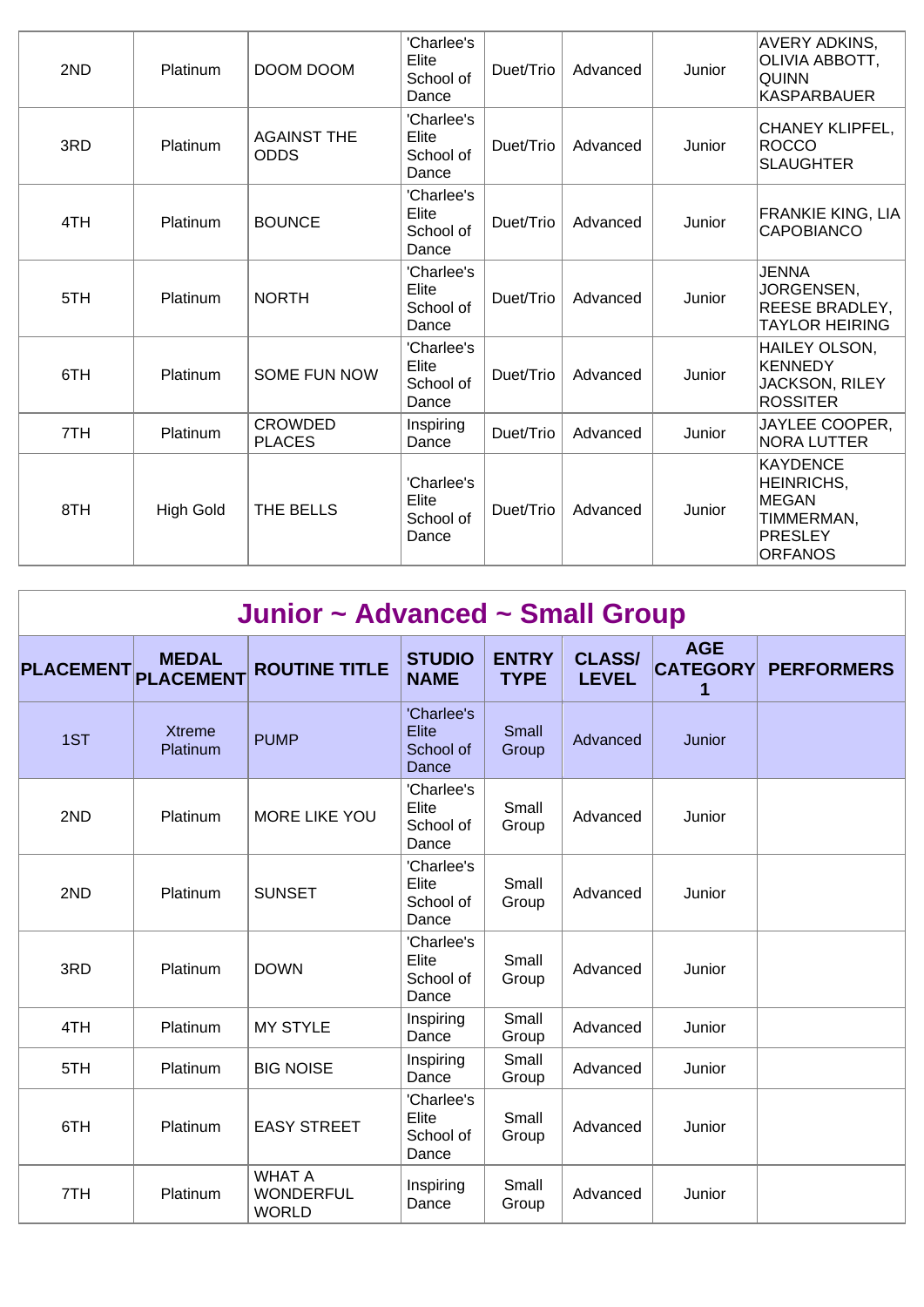| | | | | | | | |
|---|---|---|---|---|---|---|---|
| 2ND | Platinum | DOOM DOOM | 'Charlee's Elite School of Dance | Duet/Trio | Advanced | Junior | AVERY ADKINS, OLIVIA ABBOTT, QUINN KASPARBAUER |
| 3RD | Platinum | AGAINST THE ODDS | 'Charlee's Elite School of Dance | Duet/Trio | Advanced | Junior | CHANEY KLIPFEL, ROCCO SLAUGHTER |
| 4TH | Platinum | BOUNCE | 'Charlee's Elite School of Dance | Duet/Trio | Advanced | Junior | FRANKIE KING, LIA CAPOBIANCO |
| 5TH | Platinum | NORTH | 'Charlee's Elite School of Dance | Duet/Trio | Advanced | Junior | JENNA JORGENSEN, REESE BRADLEY, TAYLOR HEIRING |
| 6TH | Platinum | SOME FUN NOW | 'Charlee's Elite School of Dance | Duet/Trio | Advanced | Junior | HAILEY OLSON, KENNEDY JACKSON, RILEY ROSSITER |
| 7TH | Platinum | CROWDED PLACES | Inspiring Dance | Duet/Trio | Advanced | Junior | JAYLEE COOPER, NORA LUTTER |
| 8TH | High Gold | THE BELLS | 'Charlee's Elite School of Dance | Duet/Trio | Advanced | Junior | KAYDENCE HEINRICHS, MEGAN TIMMERMAN, PRESLEY ORFANOS |

## Junior ~ Advanced ~ Small Group

| PLACEMENT | MEDAL PLACEMENT | ROUTINE TITLE | STUDIO NAME | ENTRY TYPE | CLASS/ LEVEL | AGE CATEGORY 1 | PERFORMERS |
|---|---|---|---|---|---|---|---|
| 1ST | Xtreme Platinum | PUMP | 'Charlee's Elite School of Dance | Small Group | Advanced | Junior | |
| 2ND | Platinum | MORE LIKE YOU | 'Charlee's Elite School of Dance | Small Group | Advanced | Junior | |
| 2ND | Platinum | SUNSET | 'Charlee's Elite School of Dance | Small Group | Advanced | Junior | |
| 3RD | Platinum | DOWN | 'Charlee's Elite School of Dance | Small Group | Advanced | Junior | |
| 4TH | Platinum | MY STYLE | Inspiring Dance | Small Group | Advanced | Junior | |
| 5TH | Platinum | BIG NOISE | Inspiring Dance | Small Group | Advanced | Junior | |
| 6TH | Platinum | EASY STREET | 'Charlee's Elite School of Dance | Small Group | Advanced | Junior | |
| 7TH | Platinum | WHAT A WONDERFUL WORLD | Inspiring Dance | Small Group | Advanced | Junior | |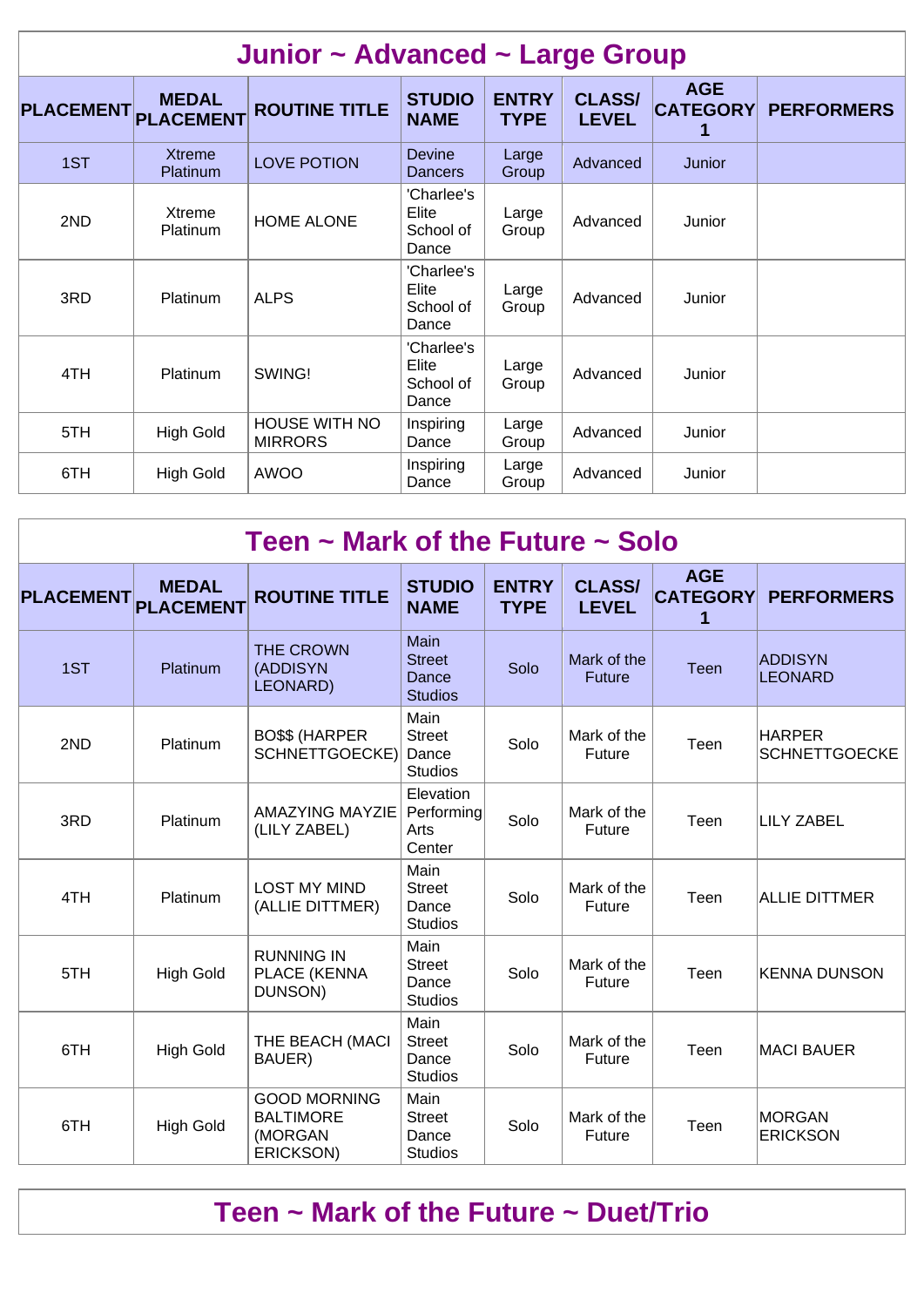## Junior ~ Advanced ~ Large Group

| PLACEMENT | MEDAL PLACEMENT | ROUTINE TITLE | STUDIO NAME | ENTRY TYPE | CLASS/ LEVEL | AGE CATEGORY 1 | PERFORMERS |
|---|---|---|---|---|---|---|---|
| 1ST | Xtreme Platinum | LOVE POTION | Devine Dancers | Large Group | Advanced | Junior | |
| 2ND | Xtreme Platinum | HOME ALONE | 'Charlee's Elite School of Dance | Large Group | Advanced | Junior | |
| 3RD | Platinum | ALPS | 'Charlee's Elite School of Dance | Large Group | Advanced | Junior | |
| 4TH | Platinum | SWING! | 'Charlee's Elite School of Dance | Large Group | Advanced | Junior | |
| 5TH | High Gold | HOUSE WITH NO MIRRORS | Inspiring Dance | Large Group | Advanced | Junior | |
| 6TH | High Gold | AWOO | Inspiring Dance | Large Group | Advanced | Junior | |

## Teen ~ Mark of the Future ~ Solo

| PLACEMENT | MEDAL PLACEMENT | ROUTINE TITLE | STUDIO NAME | ENTRY TYPE | CLASS/ LEVEL | AGE CATEGORY 1 | PERFORMERS |
|---|---|---|---|---|---|---|---|
| 1ST | Platinum | THE CROWN (ADDISYN LEONARD) | Main Street Dance Studios | Solo | Mark of the Future | Teen | ADDISYN LEONARD |
| 2ND | Platinum | BO$$ (HARPER SCHNETTGOECKE) | Main Street Dance Studios | Solo | Mark of the Future | Teen | HARPER SCHNETTGOECKE |
| 3RD | Platinum | AMAZYING MAYZIE (LILY ZABEL) | Elevation Performing Arts Center | Solo | Mark of the Future | Teen | LILY ZABEL |
| 4TH | Platinum | LOST MY MIND (ALLIE DITTMER) | Main Street Dance Studios | Solo | Mark of the Future | Teen | ALLIE DITTMER |
| 5TH | High Gold | RUNNING IN PLACE (KENNA DUNSON) | Main Street Dance Studios | Solo | Mark of the Future | Teen | KENNA DUNSON |
| 6TH | High Gold | THE BEACH (MACI BAUER) | Main Street Dance Studios | Solo | Mark of the Future | Teen | MACI BAUER |
| 6TH | High Gold | GOOD MORNING BALTIMORE (MORGAN ERICKSON) | Main Street Dance Studios | Solo | Mark of the Future | Teen | MORGAN ERICKSON |

## Teen ~ Mark of the Future ~ Duet/Trio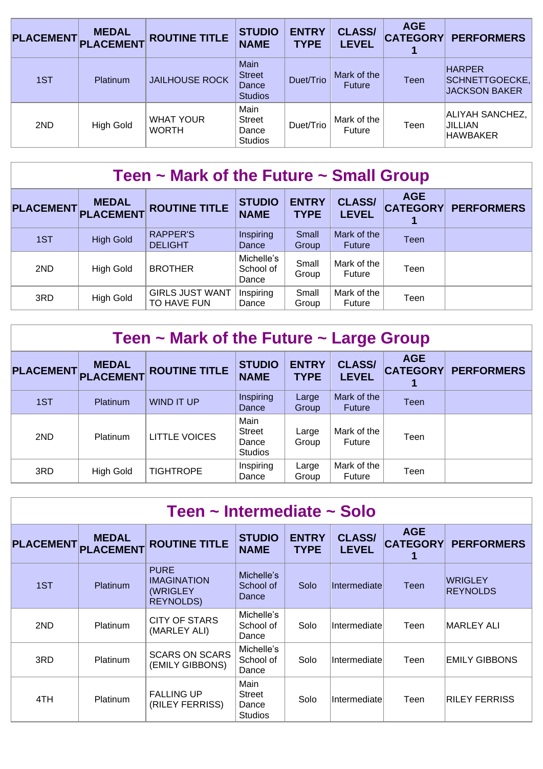| PLACEMENT | MEDAL PLACEMENT | ROUTINE TITLE | STUDIO NAME | ENTRY TYPE | CLASS/ LEVEL | AGE CATEGORY 1 | PERFORMERS |
|---|---|---|---|---|---|---|---|
| 1ST | Platinum | JAILHOUSE ROCK | Main Street Dance Studios | Duet/Trio | Mark of the Future | Teen | HARPER SCHNETTGOECKE, JACKSON BAKER |
| 2ND | High Gold | WHAT YOUR WORTH | Main Street Dance Studios | Duet/Trio | Mark of the Future | Teen | ALIYAH SANCHEZ, JILLIAN HAWBAKER |

## Teen ~ Mark of the Future ~ Small Group

| PLACEMENT | MEDAL PLACEMENT | ROUTINE TITLE | STUDIO NAME | ENTRY TYPE | CLASS/ LEVEL | AGE CATEGORY 1 | PERFORMERS |
|---|---|---|---|---|---|---|---|
| 1ST | High Gold | RAPPER'S DELIGHT | Inspiring Dance | Small Group | Mark of the Future | Teen | |
| 2ND | High Gold | BROTHER | Michelle's School of Dance | Small Group | Mark of the Future | Teen | |
| 3RD | High Gold | GIRLS JUST WANT TO HAVE FUN | Inspiring Dance | Small Group | Mark of the Future | Teen | |

## Teen ~ Mark of the Future ~ Large Group

| PLACEMENT | MEDAL PLACEMENT | ROUTINE TITLE | STUDIO NAME | ENTRY TYPE | CLASS/ LEVEL | AGE CATEGORY 1 | PERFORMERS |
|---|---|---|---|---|---|---|---|
| 1ST | Platinum | WIND IT UP | Inspiring Dance | Large Group | Mark of the Future | Teen | |
| 2ND | Platinum | LITTLE VOICES | Main Street Dance Studios | Large Group | Mark of the Future | Teen | |
| 3RD | High Gold | TIGHTROPE | Inspiring Dance | Large Group | Mark of the Future | Teen | |

## Teen ~ Intermediate ~ Solo

| PLACEMENT | MEDAL PLACEMENT | ROUTINE TITLE | STUDIO NAME | ENTRY TYPE | CLASS/ LEVEL | AGE CATEGORY 1 | PERFORMERS |
|---|---|---|---|---|---|---|---|
| 1ST | Platinum | PURE IMAGINATION (WRIGLEY REYNOLDS) | Michelle's School of Dance | Solo | Intermediate | Teen | WRIGLEY REYNOLDS |
| 2ND | Platinum | CITY OF STARS (MARLEY ALI) | Michelle's School of Dance | Solo | Intermediate | Teen | MARLEY ALI |
| 3RD | Platinum | SCARS ON SCARS (EMILY GIBBONS) | Michelle's School of Dance | Solo | Intermediate | Teen | EMILY GIBBONS |
| 4TH | Platinum | FALLING UP (RILEY FERRISS) | Main Street Dance Studios | Solo | Intermediate | Teen | RILEY FERRISS |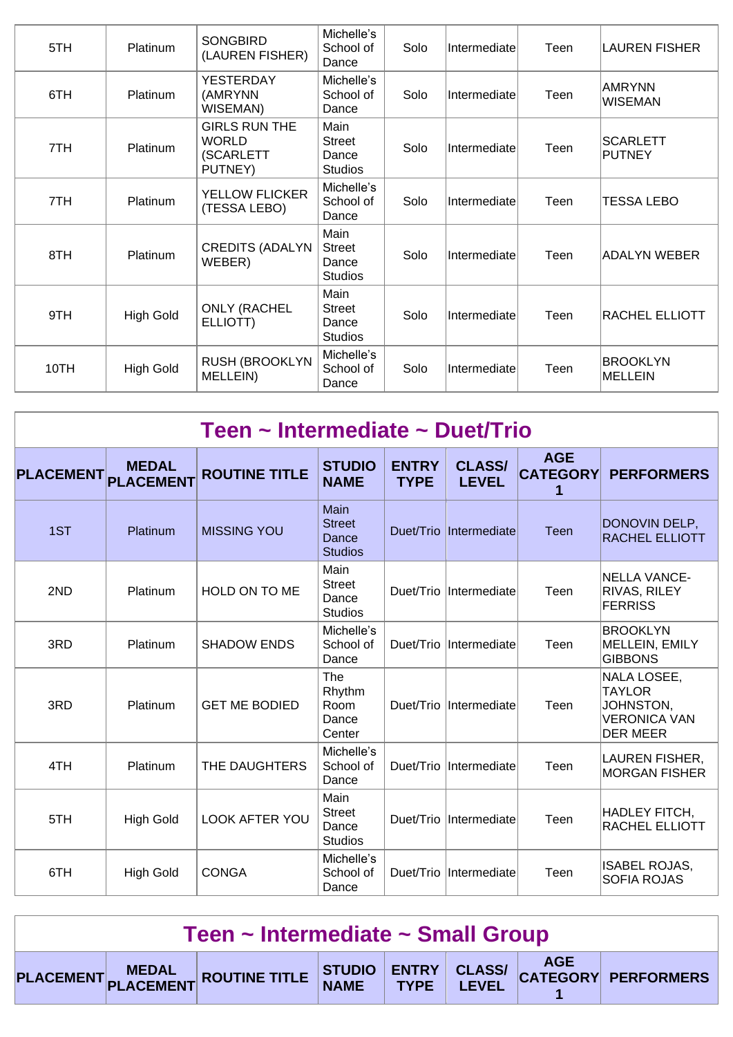| PLACEMENT | MEDAL PLACEMENT | ROUTINE TITLE | STUDIO NAME | ENTRY TYPE | CLASS/ LEVEL | AGE CATEGORY 1 | PERFORMERS |
|---|---|---|---|---|---|---|---|
| 5TH | Platinum | SONGBIRD (LAUREN FISHER) | Michelle's School of Dance | Solo | Intermediate | Teen | LAUREN FISHER |
| 6TH | Platinum | YESTERDAY (AMRYNN WISEMAN) | Michelle's School of Dance | Solo | Intermediate | Teen | AMRYNN WISEMAN |
| 7TH | Platinum | GIRLS RUN THE WORLD (SCARLETT PUTNEY) | Main Street Dance Studios | Solo | Intermediate | Teen | SCARLETT PUTNEY |
| 7TH | Platinum | YELLOW FLICKER (TESSA LEBO) | Michelle's School of Dance | Solo | Intermediate | Teen | TESSA LEBO |
| 8TH | Platinum | CREDITS (ADALYN WEBER) | Main Street Dance Studios | Solo | Intermediate | Teen | ADALYN WEBER |
| 9TH | High Gold | ONLY (RACHEL ELLIOTT) | Main Street Dance Studios | Solo | Intermediate | Teen | RACHEL ELLIOTT |
| 10TH | High Gold | RUSH (BROOKLYN MELLEIN) | Michelle's School of Dance | Solo | Intermediate | Teen | BROOKLYN MELLEIN |

## Teen ~ Intermediate ~ Duet/Trio

| PLACEMENT | MEDAL PLACEMENT | ROUTINE TITLE | STUDIO NAME | ENTRY TYPE | CLASS/ LEVEL | AGE CATEGORY 1 | PERFORMERS |
|---|---|---|---|---|---|---|---|
| 1ST | Platinum | MISSING YOU | Main Street Dance Studios | Duet/Trio | Intermediate | Teen | DONOVIN DELP, RACHEL ELLIOTT |
| 2ND | Platinum | HOLD ON TO ME | Main Street Dance Studios | Duet/Trio | Intermediate | Teen | NELLA VANCE-RIVAS, RILEY FERRISS |
| 3RD | Platinum | SHADOW ENDS | Michelle's School of Dance | Duet/Trio | Intermediate | Teen | BROOKLYN MELLEIN, EMILY GIBBONS |
| 3RD | Platinum | GET ME BODIED | The Rhythm Room Dance Center | Duet/Trio | Intermediate | Teen | NALA LOSEE, TAYLOR JOHNSTON, VERONICA VAN DER MEER |
| 4TH | Platinum | THE DAUGHTERS | Michelle's School of Dance | Duet/Trio | Intermediate | Teen | LAUREN FISHER, MORGAN FISHER |
| 5TH | High Gold | LOOK AFTER YOU | Main Street Dance Studios | Duet/Trio | Intermediate | Teen | HADLEY FITCH, RACHEL ELLIOTT |
| 6TH | High Gold | CONGA | Michelle's School of Dance | Duet/Trio | Intermediate | Teen | ISABEL ROJAS, SOFIA ROJAS |

## Teen ~ Intermediate ~ Small Group

| PLACEMENT | MEDAL PLACEMENT | ROUTINE TITLE | STUDIO NAME | ENTRY TYPE | CLASS/ LEVEL | AGE CATEGORY 1 | PERFORMERS |
|---|---|---|---|---|---|---|---|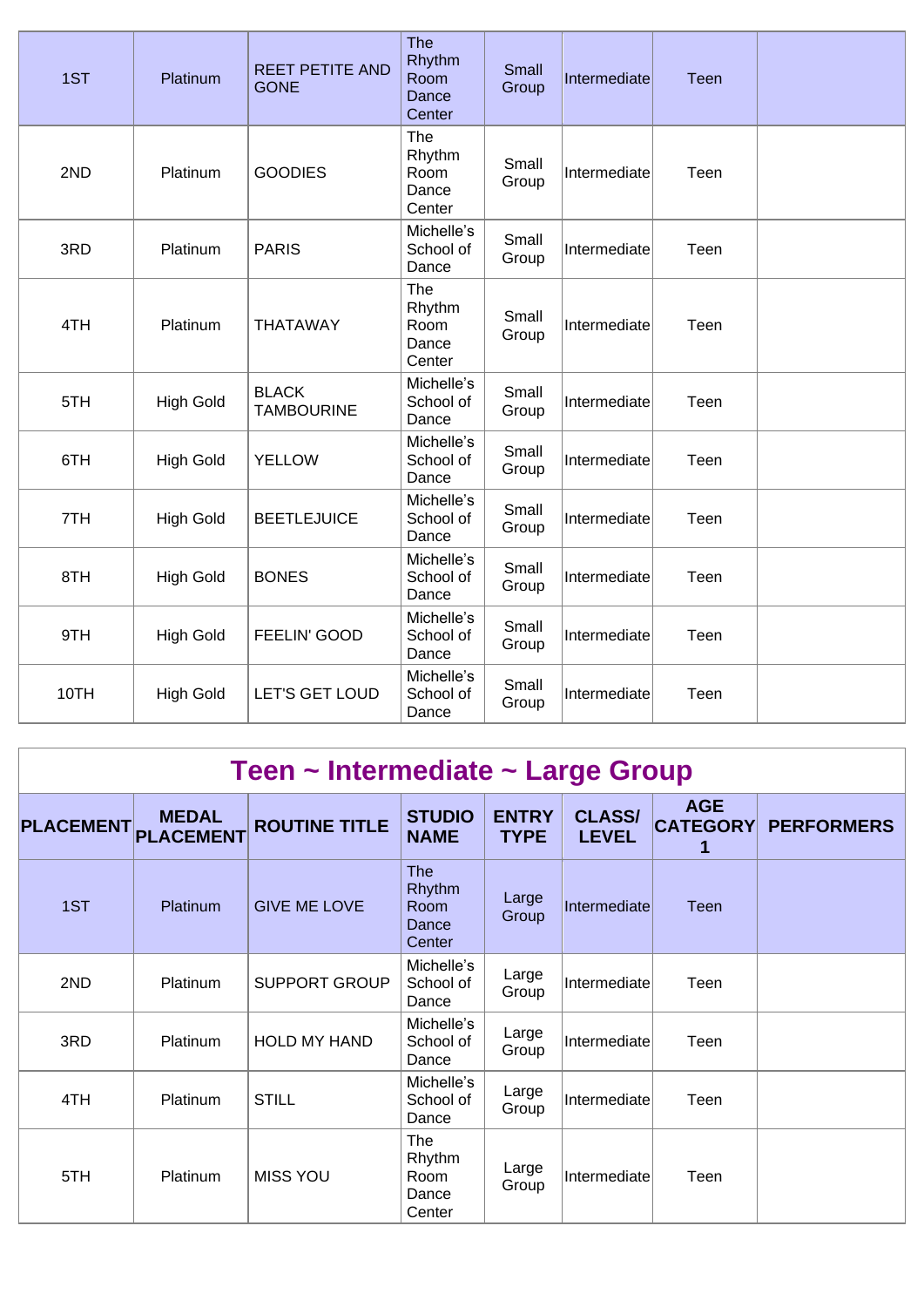| PLACEMENT | MEDAL PLACEMENT | ROUTINE TITLE | STUDIO NAME | ENTRY TYPE | CLASS/ LEVEL | AGE CATEGORY 1 | PERFORMERS |
|---|---|---|---|---|---|---|---|
| 1ST | Platinum | REET PETITE AND GONE | The Rhythm Room Dance Center | Small Group | Intermediate | Teen | |
| 2ND | Platinum | GOODIES | The Rhythm Room Dance Center | Small Group | Intermediate | Teen | |
| 3RD | Platinum | PARIS | Michelle's School of Dance | Small Group | Intermediate | Teen | |
| 4TH | Platinum | THATAWAY | The Rhythm Room Dance Center | Small Group | Intermediate | Teen | |
| 5TH | High Gold | BLACK TAMBOURINE | Michelle's School of Dance | Small Group | Intermediate | Teen | |
| 6TH | High Gold | YELLOW | Michelle's School of Dance | Small Group | Intermediate | Teen | |
| 7TH | High Gold | BEETLEJUICE | Michelle's School of Dance | Small Group | Intermediate | Teen | |
| 8TH | High Gold | BONES | Michelle's School of Dance | Small Group | Intermediate | Teen | |
| 9TH | High Gold | FEELIN' GOOD | Michelle's School of Dance | Small Group | Intermediate | Teen | |
| 10TH | High Gold | LET'S GET LOUD | Michelle's School of Dance | Small Group | Intermediate | Teen | |

## Teen ~ Intermediate ~ Large Group

| PLACEMENT | MEDAL PLACEMENT | ROUTINE TITLE | STUDIO NAME | ENTRY TYPE | CLASS/ LEVEL | AGE CATEGORY 1 | PERFORMERS |
|---|---|---|---|---|---|---|---|
| 1ST | Platinum | GIVE ME LOVE | The Rhythm Room Dance Center | Large Group | Intermediate | Teen | |
| 2ND | Platinum | SUPPORT GROUP | Michelle's School of Dance | Large Group | Intermediate | Teen | |
| 3RD | Platinum | HOLD MY HAND | Michelle's School of Dance | Large Group | Intermediate | Teen | |
| 4TH | Platinum | STILL | Michelle's School of Dance | Large Group | Intermediate | Teen | |
| 5TH | Platinum | MISS YOU | The Rhythm Room Dance Center | Large Group | Intermediate | Teen | |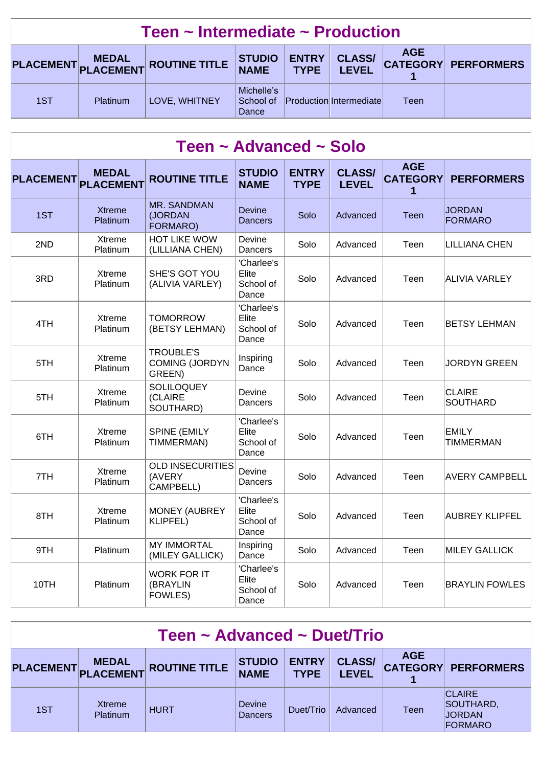## Teen ~ Intermediate ~ Production

| PLACEMENT | MEDAL PLACEMENT | ROUTINE TITLE | STUDIO NAME | ENTRY TYPE | CLASS/ LEVEL | AGE CATEGORY 1 | PERFORMERS |
|---|---|---|---|---|---|---|---|
| 1ST | Platinum | LOVE, WHITNEY | Michelle's School of Dance | Production | Intermediate | Teen | |

## Teen ~ Advanced ~ Solo

| PLACEMENT | MEDAL PLACEMENT | ROUTINE TITLE | STUDIO NAME | ENTRY TYPE | CLASS/ LEVEL | AGE CATEGORY 1 | PERFORMERS |
|---|---|---|---|---|---|---|---|
| 1ST | Xtreme Platinum | MR. SANDMAN (JORDAN FORMARO) | Devine Dancers | Solo | Advanced | Teen | JORDAN FORMARO |
| 2ND | Xtreme Platinum | HOT LIKE WOW (LILLIANA CHEN) | Devine Dancers | Solo | Advanced | Teen | LILLIANA CHEN |
| 3RD | Xtreme Platinum | SHE'S GOT YOU (ALIVIA VARLEY) | 'Charlee's Elite School of Dance | Solo | Advanced | Teen | ALIVIA VARLEY |
| 4TH | Xtreme Platinum | TOMORROW (BETSY LEHMAN) | 'Charlee's Elite School of Dance | Solo | Advanced | Teen | BETSY LEHMAN |
| 5TH | Xtreme Platinum | TROUBLE'S COMING (JORDYN GREEN) | Inspiring Dance | Solo | Advanced | Teen | JORDYN GREEN |
| 5TH | Xtreme Platinum | SOLILOQUEY (CLAIRE SOUTHARD) | Devine Dancers | Solo | Advanced | Teen | CLAIRE SOUTHARD |
| 6TH | Xtreme Platinum | SPINE (EMILY TIMMERMAN) | 'Charlee's Elite School of Dance | Solo | Advanced | Teen | EMILY TIMMERMAN |
| 7TH | Xtreme Platinum | OLD INSECURITIES (AVERY CAMPBELL) | Devine Dancers | Solo | Advanced | Teen | AVERY CAMPBELL |
| 8TH | Xtreme Platinum | MONEY (AUBREY KLIPFEL) | 'Charlee's Elite School of Dance | Solo | Advanced | Teen | AUBREY KLIPFEL |
| 9TH | Platinum | MY IMMORTAL (MILEY GALLICK) | Inspiring Dance | Solo | Advanced | Teen | MILEY GALLICK |
| 10TH | Platinum | WORK FOR IT (BRAYLIN FOWLES) | 'Charlee's Elite School of Dance | Solo | Advanced | Teen | BRAYLIN FOWLES |

## Teen ~ Advanced ~ Duet/Trio

| PLACEMENT | MEDAL PLACEMENT | ROUTINE TITLE | STUDIO NAME | ENTRY TYPE | CLASS/ LEVEL | AGE CATEGORY 1 | PERFORMERS |
|---|---|---|---|---|---|---|---|
| 1ST | Xtreme Platinum | HURT | Devine Dancers | Duet/Trio | Advanced | Teen | CLAIRE SOUTHARD, JORDAN FORMARO |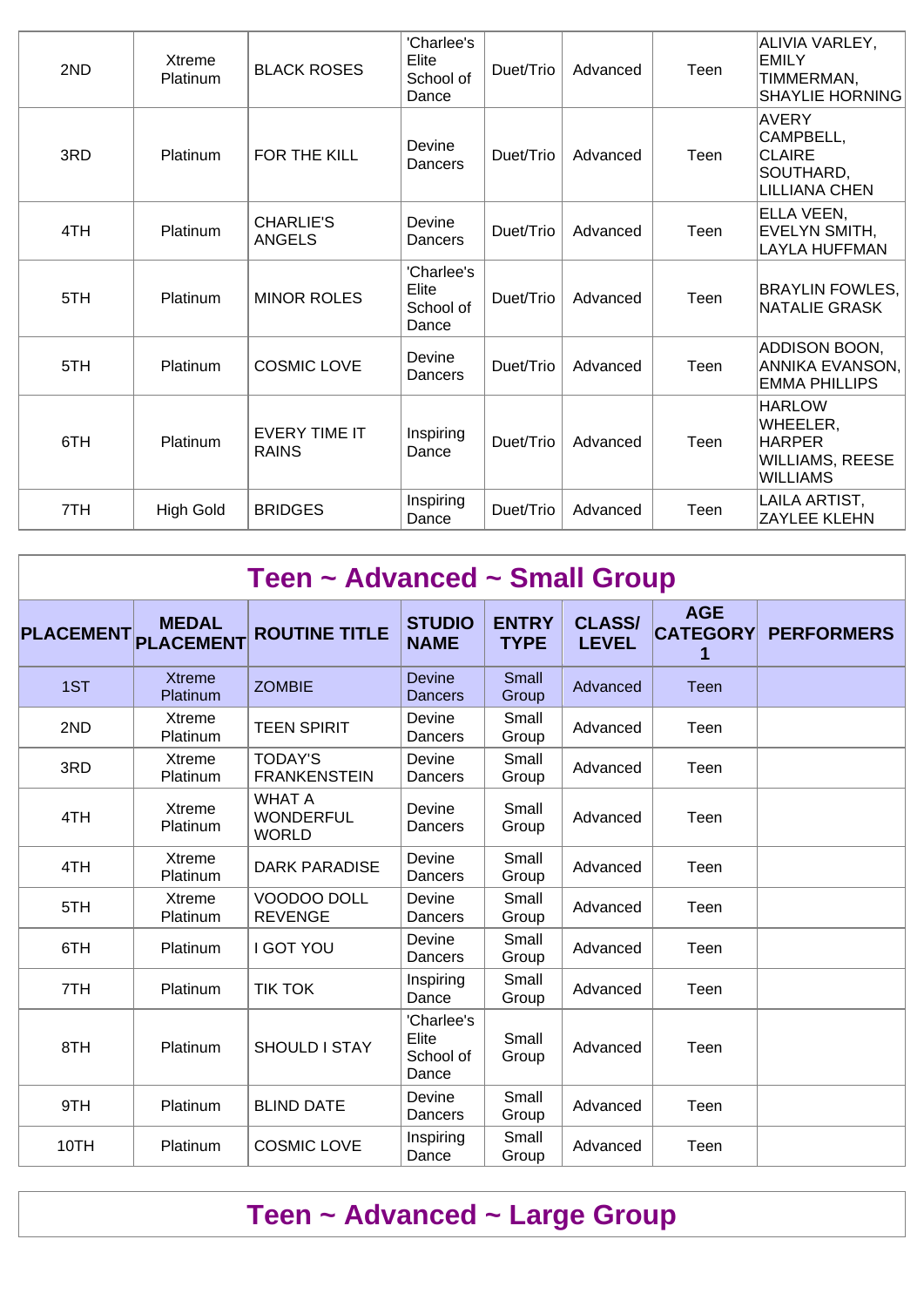| 2ND | Xtreme Platinum | BLACK ROSES | 'Charlee's Elite School of Dance | Duet/Trio | Advanced | Teen | ALIVIA VARLEY, EMILY TIMMERMAN, SHAYLIE HORNING |
|---|---|---|---|---|---|---|---|
| 3RD | Platinum | FOR THE KILL | Devine Dancers | Duet/Trio | Advanced | Teen | AVERY CAMPBELL, CLAIRE SOUTHARD, LILLIANA CHEN |
| 4TH | Platinum | CHARLIE'S ANGELS | Devine Dancers | Duet/Trio | Advanced | Teen | ELLA VEEN, EVELYN SMITH, LAYLA HUFFMAN |
| 5TH | Platinum | MINOR ROLES | 'Charlee's Elite School of Dance | Duet/Trio | Advanced | Teen | BRAYLIN FOWLES, NATALIE GRASK |
| 5TH | Platinum | COSMIC LOVE | Devine Dancers | Duet/Trio | Advanced | Teen | ADDISON BOON, ANNIKA EVANSON, EMMA PHILLIPS |
| 6TH | Platinum | EVERY TIME IT RAINS | Inspiring Dance | Duet/Trio | Advanced | Teen | HARLOW WHEELER, HARPER WILLIAMS, REESE WILLIAMS |
| 7TH | High Gold | BRIDGES | Inspiring Dance | Duet/Trio | Advanced | Teen | LAILA ARTIST, ZAYLEE KLEHN |

## Teen ~ Advanced ~ Small Group

| PLACEMENT | MEDAL PLACEMENT | ROUTINE TITLE | STUDIO NAME | ENTRY TYPE | CLASS/ LEVEL | AGE CATEGORY 1 | PERFORMERS |
|---|---|---|---|---|---|---|---|
| 1ST | Xtreme Platinum | ZOMBIE | Devine Dancers | Small Group | Advanced | Teen | |
| 2ND | Xtreme Platinum | TEEN SPIRIT | Devine Dancers | Small Group | Advanced | Teen | |
| 3RD | Xtreme Platinum | TODAY'S FRANKENSTEIN | Devine Dancers | Small Group | Advanced | Teen | |
| 4TH | Xtreme Platinum | WHAT A WONDERFUL WORLD | Devine Dancers | Small Group | Advanced | Teen | |
| 4TH | Xtreme Platinum | DARK PARADISE | Devine Dancers | Small Group | Advanced | Teen | |
| 5TH | Xtreme Platinum | VOODOO DOLL REVENGE | Devine Dancers | Small Group | Advanced | Teen | |
| 6TH | Platinum | I GOT YOU | Devine Dancers | Small Group | Advanced | Teen | |
| 7TH | Platinum | TIK TOK | Inspiring Dance | Small Group | Advanced | Teen | |
| 8TH | Platinum | SHOULD I STAY | 'Charlee's Elite School of Dance | Small Group | Advanced | Teen | |
| 9TH | Platinum | BLIND DATE | Devine Dancers | Small Group | Advanced | Teen | |
| 10TH | Platinum | COSMIC LOVE | Inspiring Dance | Small Group | Advanced | Teen | |

## Teen ~ Advanced ~ Large Group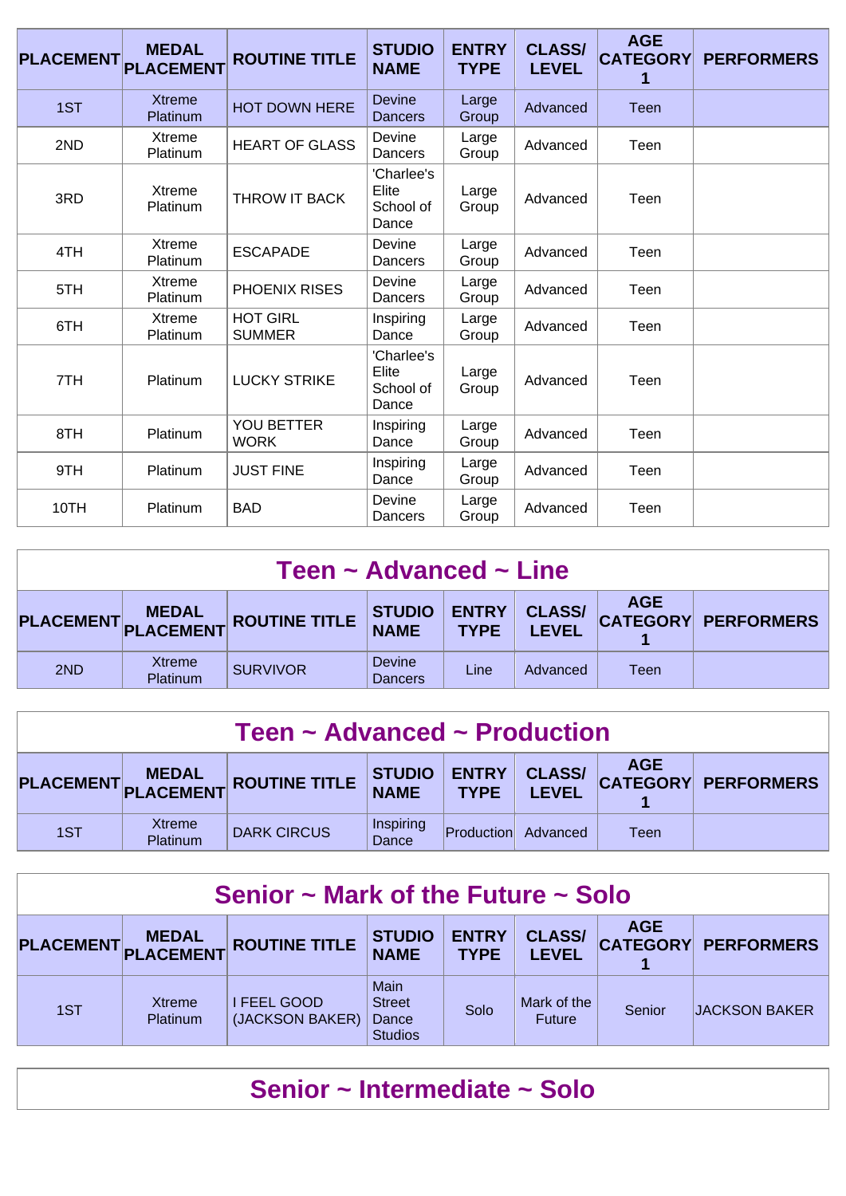| PLACEMENT | MEDAL PLACEMENT | ROUTINE TITLE | STUDIO NAME | ENTRY TYPE | CLASS/ LEVEL | AGE CATEGORY 1 | PERFORMERS |
|---|---|---|---|---|---|---|---|
| 1ST | Xtreme Platinum | HOT DOWN HERE | Devine Dancers | Large Group | Advanced | Teen | |
| 2ND | Xtreme Platinum | HEART OF GLASS | Devine Dancers | Large Group | Advanced | Teen | |
| 3RD | Xtreme Platinum | THROW IT BACK | 'Charlee's Elite School of Dance | Large Group | Advanced | Teen | |
| 4TH | Xtreme Platinum | ESCAPADE | Devine Dancers | Large Group | Advanced | Teen | |
| 5TH | Xtreme Platinum | PHOENIX RISES | Devine Dancers | Large Group | Advanced | Teen | |
| 6TH | Xtreme Platinum | HOT GIRL SUMMER | Inspiring Dance | Large Group | Advanced | Teen | |
| 7TH | Platinum | LUCKY STRIKE | 'Charlee's Elite School of Dance | Large Group | Advanced | Teen | |
| 8TH | Platinum | YOU BETTER WORK | Inspiring Dance | Large Group | Advanced | Teen | |
| 9TH | Platinum | JUST FINE | Inspiring Dance | Large Group | Advanced | Teen | |
| 10TH | Platinum | BAD | Devine Dancers | Large Group | Advanced | Teen | |

## Teen ~ Advanced ~ Line

| PLACEMENT | MEDAL PLACEMENT | ROUTINE TITLE | STUDIO NAME | ENTRY TYPE | CLASS/ LEVEL | AGE CATEGORY 1 | PERFORMERS |
|---|---|---|---|---|---|---|---|
| 2ND | Xtreme Platinum | SURVIVOR | Devine Dancers | Line | Advanced | Teen | |

## Teen ~ Advanced ~ Production

| PLACEMENT | MEDAL PLACEMENT | ROUTINE TITLE | STUDIO NAME | ENTRY TYPE | CLASS/ LEVEL | AGE CATEGORY 1 | PERFORMERS |
|---|---|---|---|---|---|---|---|
| 1ST | Xtreme Platinum | DARK CIRCUS | Inspiring Dance | Production | Advanced | Teen | |

## Senior ~ Mark of the Future ~ Solo

| PLACEMENT | MEDAL PLACEMENT | ROUTINE TITLE | STUDIO NAME | ENTRY TYPE | CLASS/ LEVEL | AGE CATEGORY 1 | PERFORMERS |
|---|---|---|---|---|---|---|---|
| 1ST | Xtreme Platinum | I FEEL GOOD (JACKSON BAKER) | Main Street Dance Studios | Solo | Mark of the Future | Senior | JACKSON BAKER |

## Senior ~ Intermediate ~ Solo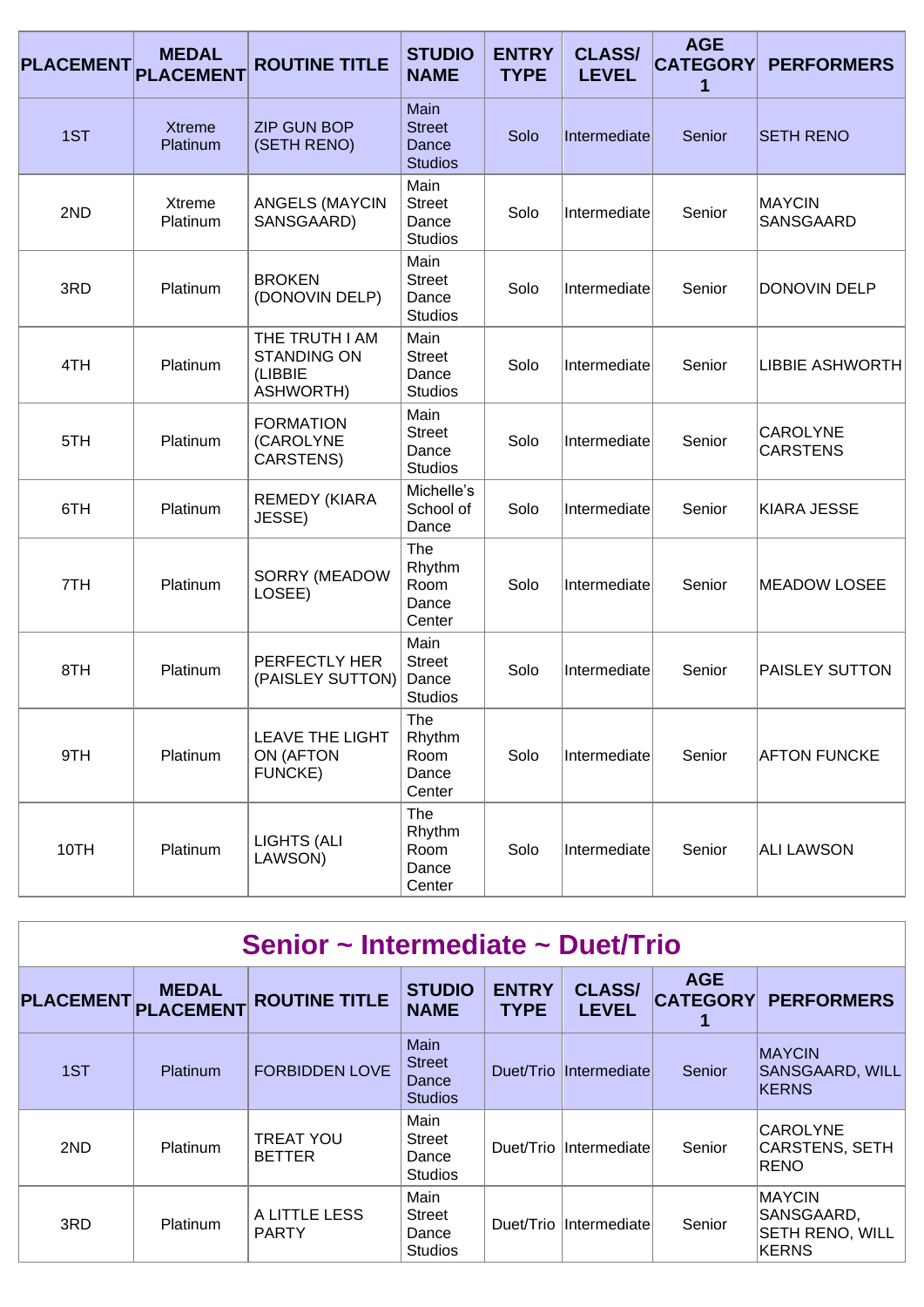| PLACEMENT | MEDAL PLACEMENT | ROUTINE TITLE | STUDIO NAME | ENTRY TYPE | CLASS/ LEVEL | AGE CATEGORY 1 | PERFORMERS |
|---|---|---|---|---|---|---|---|
| 1ST | Xtreme Platinum | ZIP GUN BOP (SETH RENO) | Main Street Dance Studios | Solo | Intermediate | Senior | SETH RENO |
| 2ND | Xtreme Platinum | ANGELS (MAYCIN SANSGAARD) | Main Street Dance Studios | Solo | Intermediate | Senior | MAYCIN SANSGAARD |
| 3RD | Platinum | BROKEN (DONOVIN DELP) | Main Street Dance Studios | Solo | Intermediate | Senior | DONOVIN DELP |
| 4TH | Platinum | THE TRUTH I AM STANDING ON (LIBBIE ASHWORTH) | Main Street Dance Studios | Solo | Intermediate | Senior | LIBBIE ASHWORTH |
| 5TH | Platinum | FORMATION (CAROLYNE CARSTENS) | Main Street Dance Studios | Solo | Intermediate | Senior | CAROLYNE CARSTENS |
| 6TH | Platinum | REMEDY (KIARA JESSE) | Michelle's School of Dance | Solo | Intermediate | Senior | KIARA JESSE |
| 7TH | Platinum | SORRY (MEADOW LOSEE) | The Rhythm Room Dance Center | Solo | Intermediate | Senior | MEADOW LOSEE |
| 8TH | Platinum | PERFECTLY HER (PAISLEY SUTTON) | Main Street Dance Studios | Solo | Intermediate | Senior | PAISLEY SUTTON |
| 9TH | Platinum | LEAVE THE LIGHT ON (AFTON FUNCKE) | The Rhythm Room Dance Center | Solo | Intermediate | Senior | AFTON FUNCKE |
| 10TH | Platinum | LIGHTS (ALI LAWSON) | The Rhythm Room Dance Center | Solo | Intermediate | Senior | ALI LAWSON |

## Senior ~ Intermediate ~ Duet/Trio

| PLACEMENT | MEDAL PLACEMENT | ROUTINE TITLE | STUDIO NAME | ENTRY TYPE | CLASS/ LEVEL | AGE CATEGORY 1 | PERFORMERS |
|---|---|---|---|---|---|---|---|
| 1ST | Platinum | FORBIDDEN LOVE | Main Street Dance Studios | Duet/Trio | Intermediate | Senior | MAYCIN SANSGAARD, WILL KERNS |
| 2ND | Platinum | TREAT YOU BETTER | Main Street Dance Studios | Duet/Trio | Intermediate | Senior | CAROLYNE CARSTENS, SETH RENO |
| 3RD | Platinum | A LITTLE LESS PARTY | Main Street Dance Studios | Duet/Trio | Intermediate | Senior | MAYCIN SANSGAARD, SETH RENO, WILL KERNS |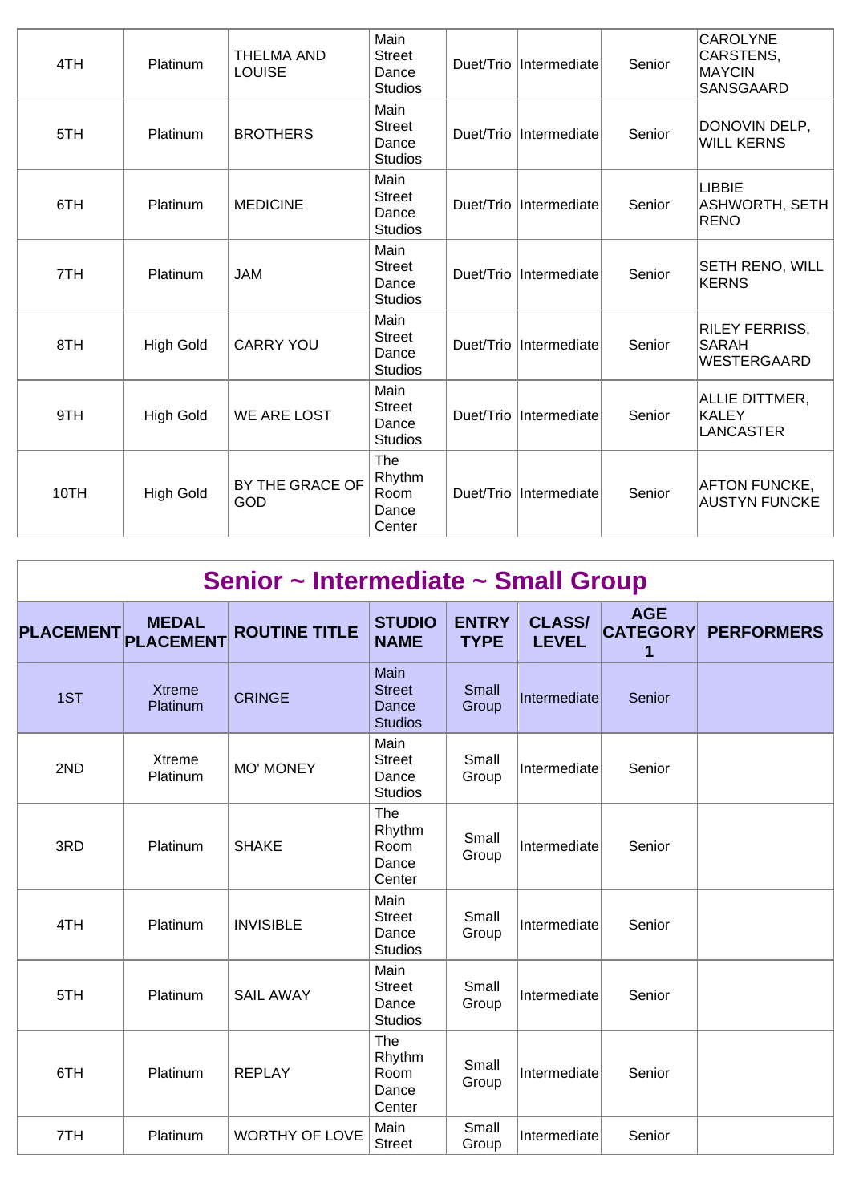| 4TH | Platinum | THELMA AND LOUISE | Main Street Dance Studios | Duet/Trio | Intermediate | Senior | CAROLYNE CARSTENS, MAYCIN SANSGAARD |
|---|---|---|---|---|---|---|---|
| 5TH | Platinum | BROTHERS | Main Street Dance Studios | Duet/Trio | Intermediate | Senior | DONOVIN DELP, WILL KERNS |
| 6TH | Platinum | MEDICINE | Main Street Dance Studios | Duet/Trio | Intermediate | Senior | LIBBIE ASHWORTH, SETH RENO |
| 7TH | Platinum | JAM | Main Street Dance Studios | Duet/Trio | Intermediate | Senior | SETH RENO, WILL KERNS |
| 8TH | High Gold | CARRY YOU | Main Street Dance Studios | Duet/Trio | Intermediate | Senior | RILEY FERRISS, SARAH WESTERGAARD |
| 9TH | High Gold | WE ARE LOST | Main Street Dance Studios | Duet/Trio | Intermediate | Senior | ALLIE DITTMER, KALEY LANCASTER |
| 10TH | High Gold | BY THE GRACE OF GOD | The Rhythm Room Dance Center | Duet/Trio | Intermediate | Senior | AFTON FUNCKE, AUSTYN FUNCKE |

## Senior ~ Intermediate ~ Small Group

| PLACEMENT | MEDAL PLACEMENT | ROUTINE TITLE | STUDIO NAME | ENTRY TYPE | CLASS/ LEVEL | AGE CATEGORY 1 | PERFORMERS |
|---|---|---|---|---|---|---|---|
| 1ST | Xtreme Platinum | CRINGE | Main Street Dance Studios | Small Group | Intermediate | Senior | |
| 2ND | Xtreme Platinum | MO' MONEY | Main Street Dance Studios | Small Group | Intermediate | Senior | |
| 3RD | Platinum | SHAKE | The Rhythm Room Dance Center | Small Group | Intermediate | Senior | |
| 4TH | Platinum | INVISIBLE | Main Street Dance Studios | Small Group | Intermediate | Senior | |
| 5TH | Platinum | SAIL AWAY | Main Street Dance Studios | Small Group | Intermediate | Senior | |
| 6TH | Platinum | REPLAY | The Rhythm Room Dance Center | Small Group | Intermediate | Senior | |
| 7TH | Platinum | WORTHY OF LOVE | Main Street | Small Group | Intermediate | Senior | |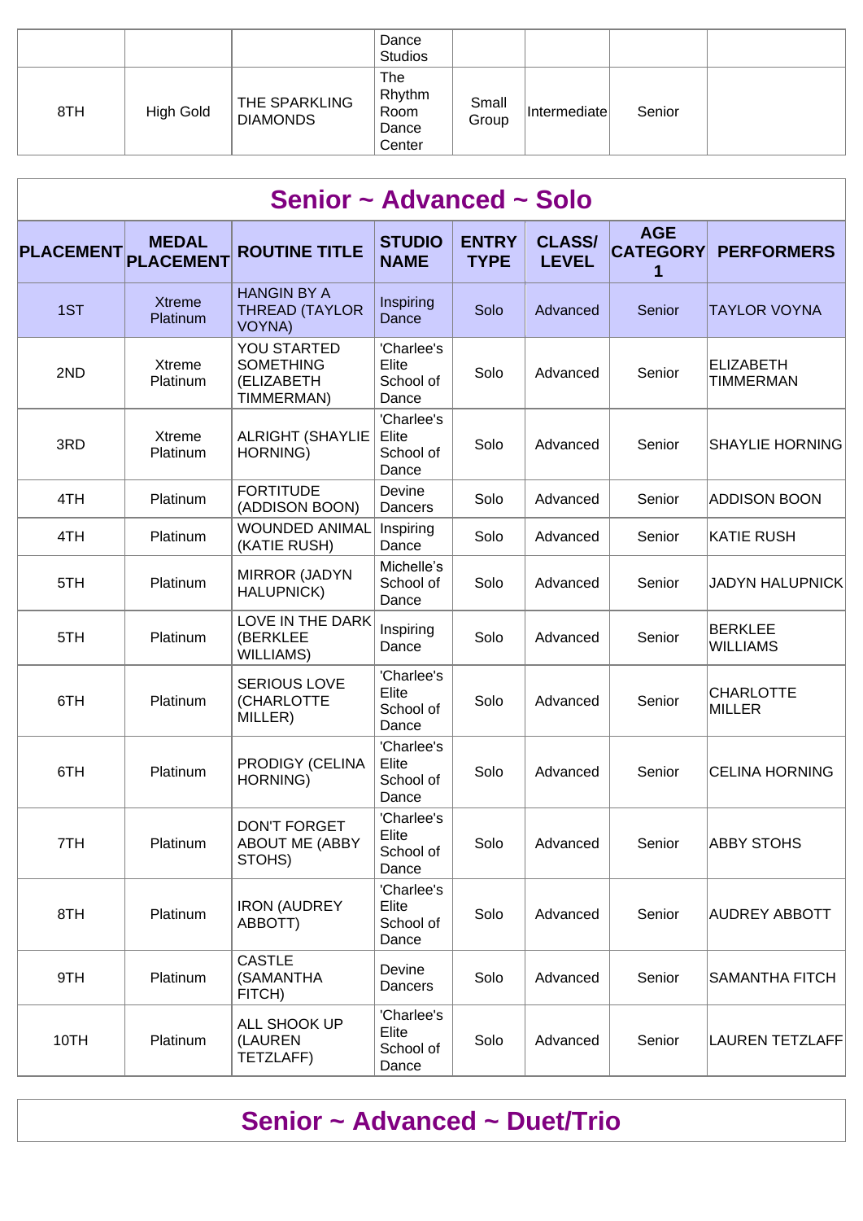| | | | Dance Studios | | | | |
|---|---|---|---|---|---|---|---|
| 8TH | High Gold | THE SPARKLING DIAMONDS | The Rhythm Room Dance Center | Small Group | Intermediate | Senior | |

## Senior ~ Advanced ~ Solo

| PLACEMENT | MEDAL PLACEMENT | ROUTINE TITLE | STUDIO NAME | ENTRY TYPE | CLASS/ LEVEL | AGE CATEGORY 1 | PERFORMERS |
|---|---|---|---|---|---|---|---|
| 1ST | Xtreme Platinum | HANGIN BY A THREAD (TAYLOR VOYNA) | Inspiring Dance | Solo | Advanced | Senior | TAYLOR VOYNA |
| 2ND | Xtreme Platinum | YOU STARTED SOMETHING (ELIZABETH TIMMERMAN) | 'Charlee's Elite School of Dance | Solo | Advanced | Senior | ELIZABETH TIMMERMAN |
| 3RD | Xtreme Platinum | ALRIGHT (SHAYLIE HORNING) | 'Charlee's Elite School of Dance | Solo | Advanced | Senior | SHAYLIE HORNING |
| 4TH | Platinum | FORTITUDE (ADDISON BOON) | Devine Dancers | Solo | Advanced | Senior | ADDISON BOON |
| 4TH | Platinum | WOUNDED ANIMAL (KATIE RUSH) | Inspiring Dance | Solo | Advanced | Senior | KATIE RUSH |
| 5TH | Platinum | MIRROR (JADYN HALUPNICK) | Michelle's School of Dance | Solo | Advanced | Senior | JADYN HALUPNICK |
| 5TH | Platinum | LOVE IN THE DARK (BERKLEE WILLIAMS) | Inspiring Dance | Solo | Advanced | Senior | BERKLEE WILLIAMS |
| 6TH | Platinum | SERIOUS LOVE (CHARLOTTE MILLER) | 'Charlee's Elite School of Dance | Solo | Advanced | Senior | CHARLOTTE MILLER |
| 6TH | Platinum | PRODIGY (CELINA HORNING) | 'Charlee's Elite School of Dance | Solo | Advanced | Senior | CELINA HORNING |
| 7TH | Platinum | DON'T FORGET ABOUT ME (ABBY STOHS) | 'Charlee's Elite School of Dance | Solo | Advanced | Senior | ABBY STOHS |
| 8TH | Platinum | IRON (AUDREY ABBOTT) | 'Charlee's Elite School of Dance | Solo | Advanced | Senior | AUDREY ABBOTT |
| 9TH | Platinum | CASTLE (SAMANTHA FITCH) | Devine Dancers | Solo | Advanced | Senior | SAMANTHA FITCH |
| 10TH | Platinum | ALL SHOOK UP (LAUREN TETZLAFF) | 'Charlee's Elite School of Dance | Solo | Advanced | Senior | LAUREN TETZLAFF |

## Senior ~ Advanced ~ Duet/Trio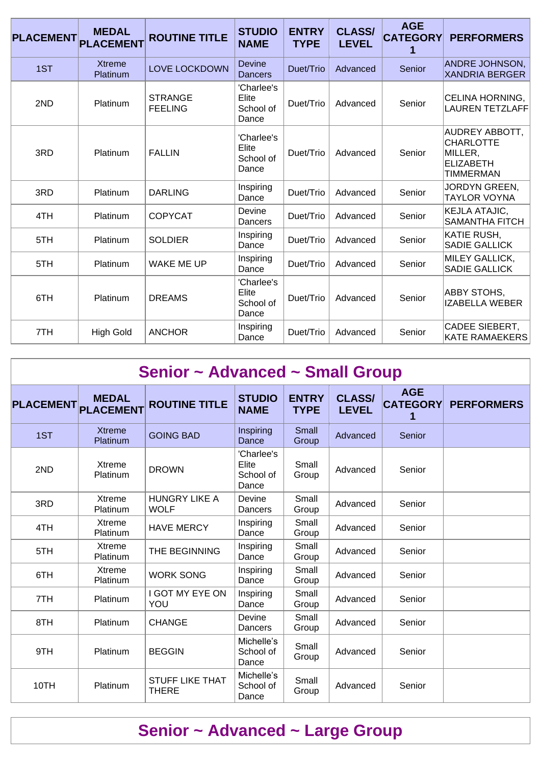| PLACEMENT | MEDAL PLACEMENT | ROUTINE TITLE | STUDIO NAME | ENTRY TYPE | CLASS/ LEVEL | AGE CATEGORY 1 | PERFORMERS |
|---|---|---|---|---|---|---|---|
| 1ST | Xtreme Platinum | LOVE LOCKDOWN | Devine Dancers | Duet/Trio | Advanced | Senior | ANDRE JOHNSON, XANDRIA BERGER |
| 2ND | Platinum | STRANGE FEELING | 'Charlee's Elite School of Dance | Duet/Trio | Advanced | Senior | CELINA HORNING, LAUREN TETZLAFF |
| 3RD | Platinum | FALLIN | 'Charlee's Elite School of Dance | Duet/Trio | Advanced | Senior | AUDREY ABBOTT, CHARLOTTE MILLER, ELIZABETH TIMMERMAN |
| 3RD | Platinum | DARLING | Inspiring Dance | Duet/Trio | Advanced | Senior | JORDYN GREEN, TAYLOR VOYNA |
| 4TH | Platinum | COPYCAT | Devine Dancers | Duet/Trio | Advanced | Senior | KEJLA ATAJIC, SAMANTHA FITCH |
| 5TH | Platinum | SOLDIER | Inspiring Dance | Duet/Trio | Advanced | Senior | KATIE RUSH, SADIE GALLICK |
| 5TH | Platinum | WAKE ME UP | Inspiring Dance | Duet/Trio | Advanced | Senior | MILEY GALLICK, SADIE GALLICK |
| 6TH | Platinum | DREAMS | 'Charlee's Elite School of Dance | Duet/Trio | Advanced | Senior | ABBY STOHS, IZABELLA WEBER |
| 7TH | High Gold | ANCHOR | Inspiring Dance | Duet/Trio | Advanced | Senior | CADEE SIEBERT, KATE RAMAEKERS |

## Senior ~ Advanced ~ Small Group

| PLACEMENT | MEDAL PLACEMENT | ROUTINE TITLE | STUDIO NAME | ENTRY TYPE | CLASS/ LEVEL | AGE CATEGORY 1 | PERFORMERS |
|---|---|---|---|---|---|---|---|
| 1ST | Xtreme Platinum | GOING BAD | Inspiring Dance | Small Group | Advanced | Senior | |
| 2ND | Xtreme Platinum | DROWN | 'Charlee's Elite School of Dance | Small Group | Advanced | Senior | |
| 3RD | Xtreme Platinum | HUNGRY LIKE A WOLF | Devine Dancers | Small Group | Advanced | Senior | |
| 4TH | Xtreme Platinum | HAVE MERCY | Inspiring Dance | Small Group | Advanced | Senior | |
| 5TH | Xtreme Platinum | THE BEGINNING | Inspiring Dance | Small Group | Advanced | Senior | |
| 6TH | Xtreme Platinum | WORK SONG | Inspiring Dance | Small Group | Advanced | Senior | |
| 7TH | Platinum | I GOT MY EYE ON YOU | Inspiring Dance | Small Group | Advanced | Senior | |
| 8TH | Platinum | CHANGE | Devine Dancers | Small Group | Advanced | Senior | |
| 9TH | Platinum | BEGGIN | Michelle's School of Dance | Small Group | Advanced | Senior | |
| 10TH | Platinum | STUFF LIKE THAT THERE | Michelle's School of Dance | Small Group | Advanced | Senior | |

## Senior ~ Advanced ~ Large Group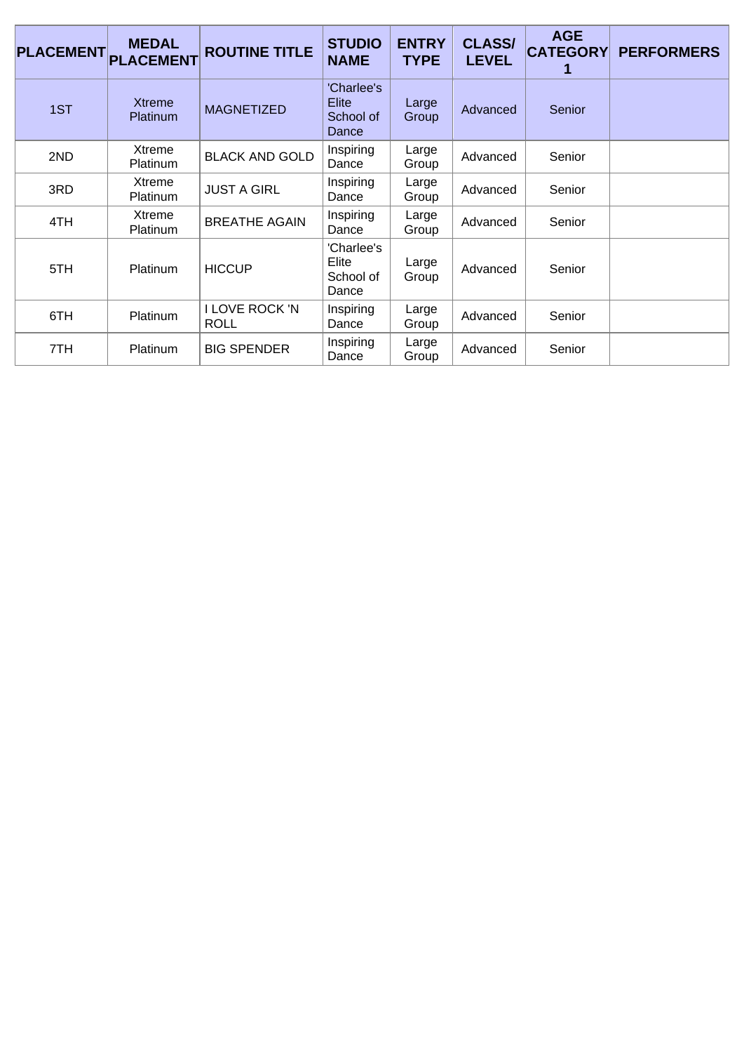| PLACEMENT | MEDAL PLACEMENT | ROUTINE TITLE | STUDIO NAME | ENTRY TYPE | CLASS/ LEVEL | AGE CATEGORY 1 | PERFORMERS |
|---|---|---|---|---|---|---|---|
| 1ST | Xtreme Platinum | MAGNETIZED | 'Charlee's Elite School of Dance | Large Group | Advanced | Senior | |
| 2ND | Xtreme Platinum | BLACK AND GOLD | Inspiring Dance | Large Group | Advanced | Senior | |
| 3RD | Xtreme Platinum | JUST A GIRL | Inspiring Dance | Large Group | Advanced | Senior | |
| 4TH | Xtreme Platinum | BREATHE AGAIN | Inspiring Dance | Large Group | Advanced | Senior | |
| 5TH | Platinum | HICCUP | 'Charlee's Elite School of Dance | Large Group | Advanced | Senior | |
| 6TH | Platinum | I LOVE ROCK 'N ROLL | Inspiring Dance | Large Group | Advanced | Senior | |
| 7TH | Platinum | BIG SPENDER | Inspiring Dance | Large Group | Advanced | Senior | |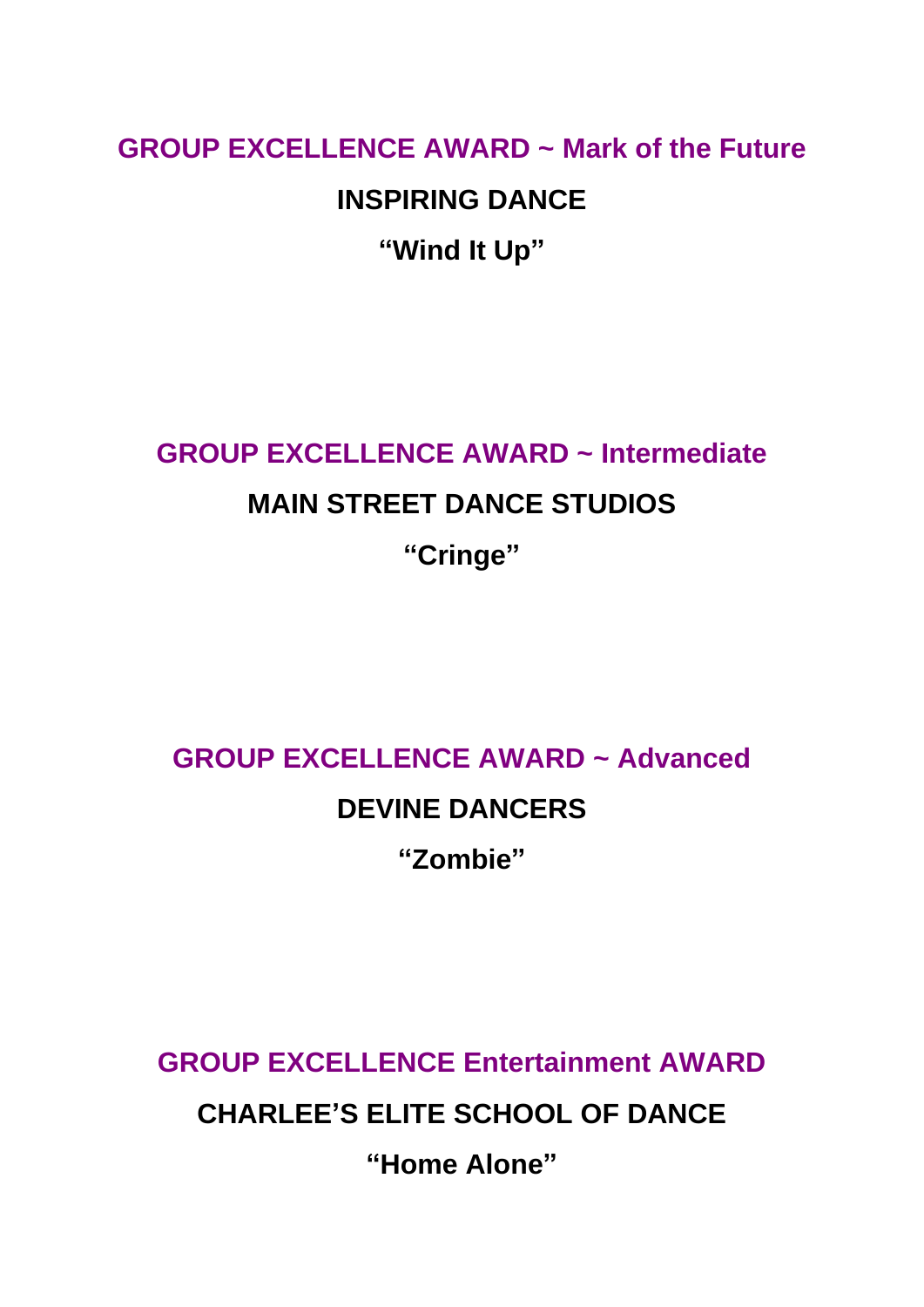## GROUP EXCELLENCE AWARD ~ Mark of the Future

**INSPIRING DANCE**

**"Wind It Up"**

## GROUP EXCELLENCE AWARD ~ Intermediate

**MAIN STREET DANCE STUDIOS**

**"Cringe"**

## GROUP EXCELLENCE AWARD ~ Advanced

**DEVINE DANCERS**

**"Zombie"**

## GROUP EXCELLENCE Entertainment AWARD

**CHARLEE'S ELITE SCHOOL OF DANCE**

**"Home Alone"**